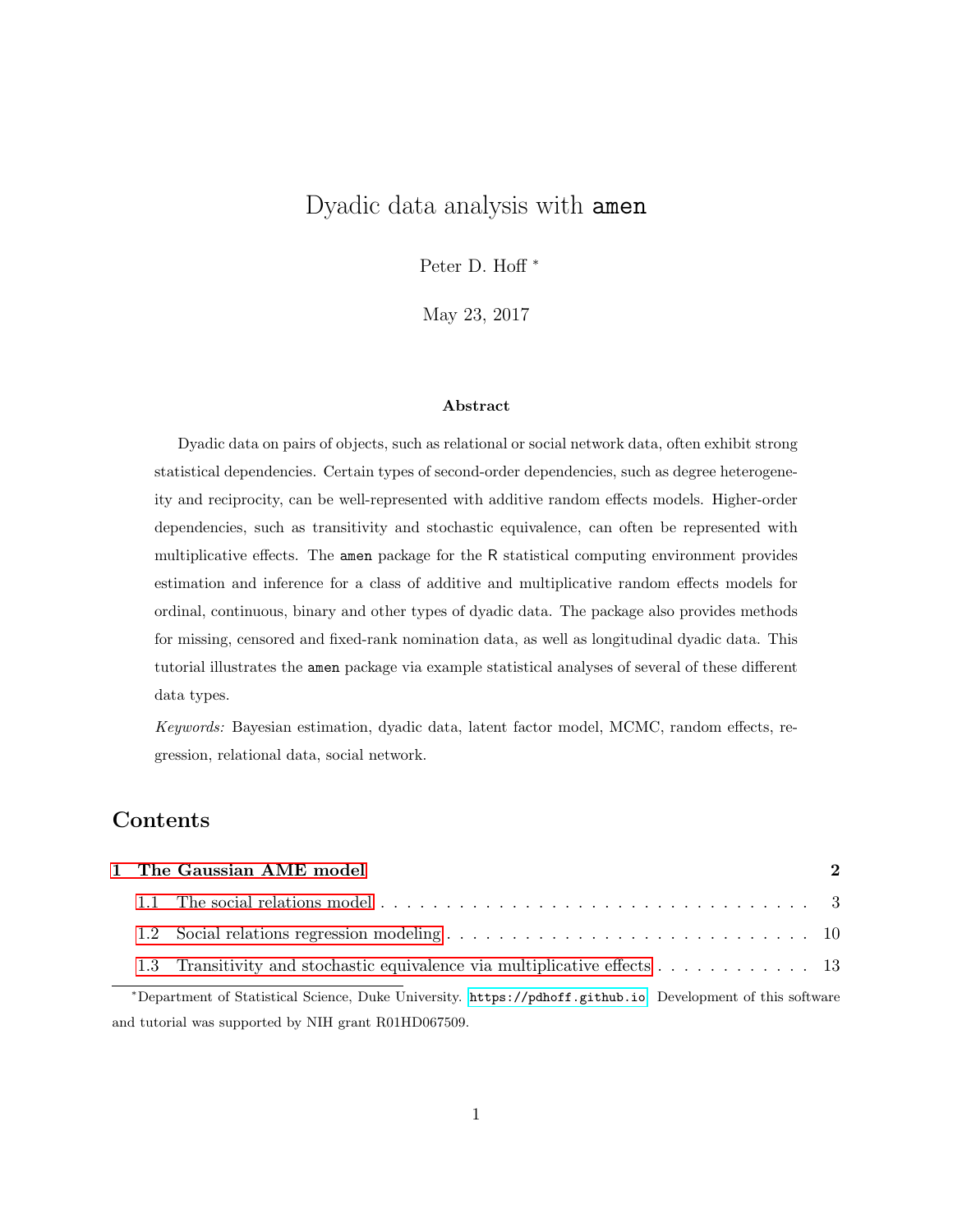# Dyadic data analysis with `amen`

Peter D. Hoff [*]

May 23, 2017

### Abstract

Dyadic data on pairs of objects, such as relational or social network data, often exhibit strong statistical dependencies. Certain types of second-order dependencies, such as degree heterogeneity and reciprocity, can be well-represented with additive random effects models. Higher-order dependencies, such as transitivity and stochastic equivalence, can often be represented with multiplicative effects. The `amen` package for the `R` statistical computing environment provides estimation and inference for a class of additive and multiplicative random effects models for ordinal, continuous, binary and other types of dyadic data. The package also provides methods for missing, censored and fixed-rank nomination data, as well as longitudinal dyadic data. This tutorial illustrates the `amen` package via example statistical analyses of several of these different data types.

*Keywords:* Bayesian estimation, dyadic data, latent factor model, MCMC, random effects, regression, relational data, social network.

## Contents

**1 The Gaussian AME model** **2**

1.1 The social relations model . . . . . . . . . . . . . . . . . . . . . . . . . . . . . . . . . 3

1.2 Social relations regression modeling . . . . . . . . . . . . . . . . . . . . . . . . . . . 10

1.3 Transitivity and stochastic equivalence via multiplicative effects . . . . . . . . . . . . 13

---

[*] Department of Statistical Science, Duke University. `https://pdhoff.github.io`. Development of this software and tutorial was supported by NIH grant R01HD067509.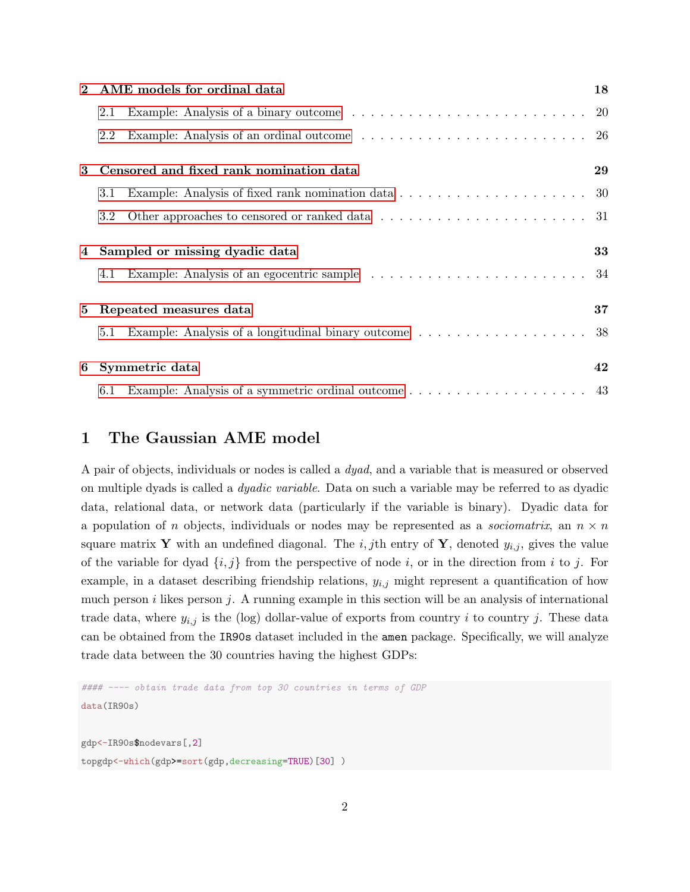2 AME models for ordinal data ... 18

- 2.1 Example: Analysis of a binary outcome ... 20
- 2.2 Example: Analysis of an ordinal outcome ... 26

3 Censored and fixed rank nomination data ... 29

- 3.1 Example: Analysis of fixed rank nomination data ... 30
- 3.2 Other approaches to censored or ranked data ... 31

4 Sampled or missing dyadic data ... 33

- 4.1 Example: Analysis of an egocentric sample ... 34

5 Repeated measures data ... 37

- 5.1 Example: Analysis of a longitudinal binary outcome ... 38

6 Symmetric data ... 42

- 6.1 Example: Analysis of a symmetric ordinal outcome ... 43

# 1 The Gaussian AME model

A pair of objects, individuals or nodes is called a *dyad*, and a variable that is measured or observed on multiple dyads is called a *dyadic variable*. Data on such a variable may be referred to as dyadic data, relational data, or network data (particularly if the variable is binary). Dyadic data for a population of $n$ objects, individuals or nodes may be represented as a *sociomatrix*, an $n \times n$ square matrix $\mathbf{Y}$ with an undefined diagonal. The $i,j$th entry of $\mathbf{Y}$, denoted $y_{i,j}$, gives the value of the variable for dyad $\{i, j\}$ from the perspective of node $i$, or in the direction from $i$ to $j$. For example, in a dataset describing friendship relations, $y_{i,j}$ might represent a quantification of how much person $i$ likes person $j$. A running example in this section will be an analysis of international trade data, where $y_{i,j}$ is the (log) dollar-value of exports from country $i$ to country $j$. These data can be obtained from the `IR90s` dataset included in the `amen` package. Specifically, we will analyze trade data between the 30 countries having the highest GDPs:

```
#### ---- obtain trade data from top 30 countries in terms of GDP
data(IR90s)

gdp<-IR90s$nodevars[,2]
topgdp<-which(gdp>=sort(gdp,decreasing=TRUE)[30] )
```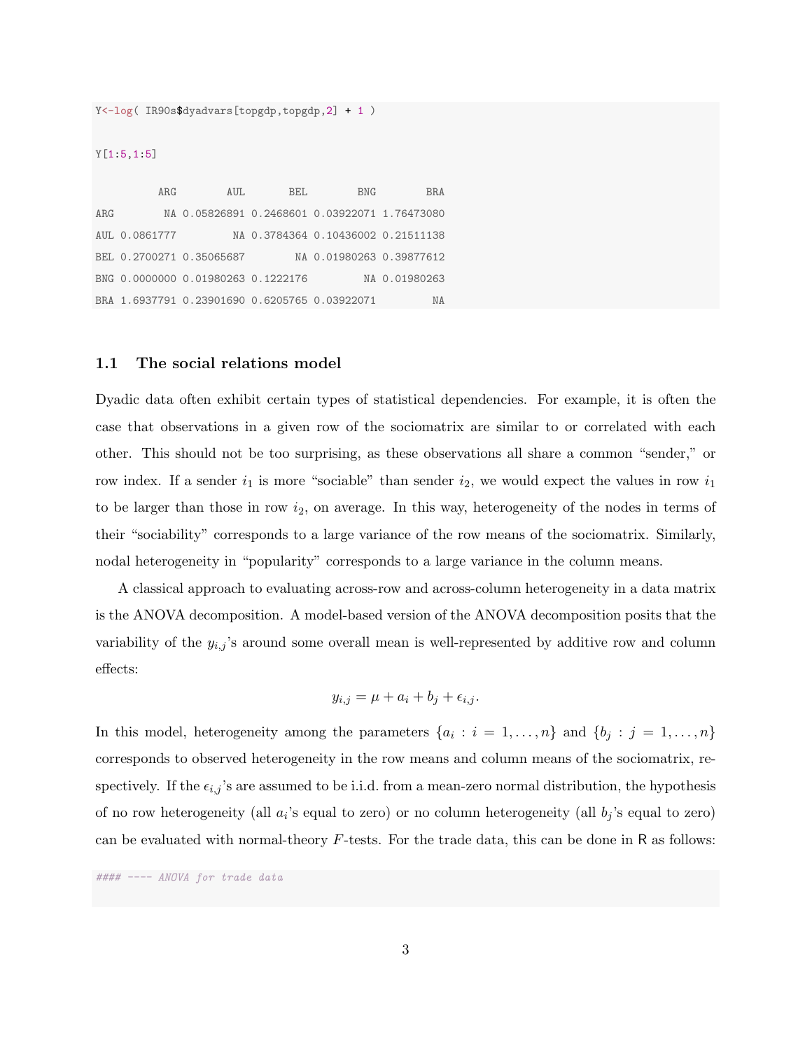```r
Y<-log( IR90s$dyadvars[topgdp,topgdp,2] + 1 )

Y[1:5,1:5]

          ARG        AUL       BEL        BNG        BRA
ARG        NA 0.05826891 0.2468601 0.03922071 1.76473080
AUL 0.0861777         NA 0.3784364 0.10436002 0.21511138
BEL 0.2700271 0.35065687        NA 0.01980263 0.39877612
BNG 0.0000000 0.01980263 0.1222176         NA 0.01980263
BRA 1.6937791 0.23901690 0.6205765 0.03922071         NA
```

### 1.1 The social relations model

Dyadic data often exhibit certain types of statistical dependencies. For example, it is often the case that observations in a given row of the sociomatrix are similar to or correlated with each other. This should not be too surprising, as these observations all share a common "sender," or row index. If a sender $i_1$ is more "sociable" than sender $i_2$, we would expect the values in row $i_1$ to be larger than those in row $i_2$, on average. In this way, heterogeneity of the nodes in terms of their "sociability" corresponds to a large variance of the row means of the sociomatrix. Similarly, nodal heterogeneity in "popularity" corresponds to a large variance in the column means.

A classical approach to evaluating across-row and across-column heterogeneity in a data matrix is the ANOVA decomposition. A model-based version of the ANOVA decomposition posits that the variability of the $y_{i,j}$'s around some overall mean is well-represented by additive row and column effects:

$$y_{i,j} = \mu + a_i + b_j + \epsilon_{i,j}.$$

In this model, heterogeneity among the parameters $\{a_i : i = 1, \ldots, n\}$ and $\{b_j : j = 1, \ldots, n\}$ corresponds to observed heterogeneity in the row means and column means of the sociomatrix, respectively. If the $\epsilon_{i,j}$'s are assumed to be i.i.d. from a mean-zero normal distribution, the hypothesis of no row heterogeneity (all $a_i$'s equal to zero) or no column heterogeneity (all $b_j$'s equal to zero) can be evaluated with normal-theory $F$-tests. For the trade data, this can be done in R as follows:

```r
#### ---- ANOVA for trade data
```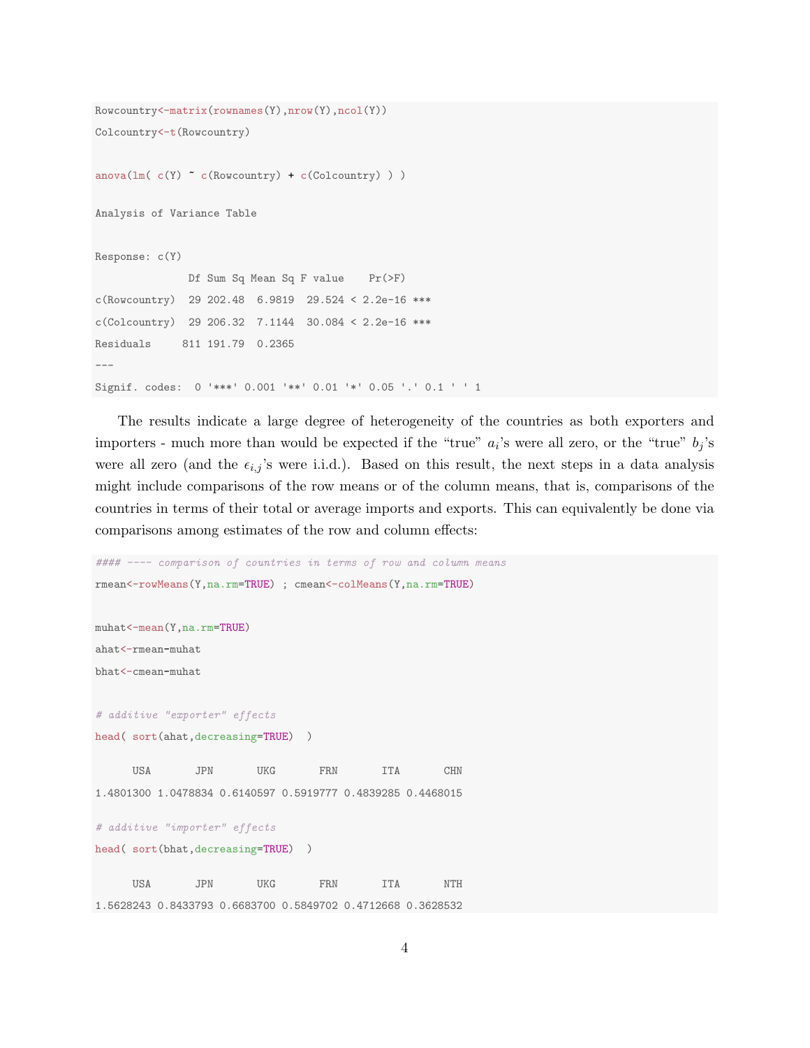```
Rowcountry<-matrix(rownames(Y),nrow(Y),ncol(Y))
Colcountry<-t(Rowcountry)

anova(lm( c(Y) ~ c(Rowcountry) + c(Colcountry) ) )

Analysis of Variance Table

Response: c(Y)
               Df Sum Sq Mean Sq F value    Pr(>F)
c(Rowcountry)  29 202.48  6.9819  29.524 < 2.2e-16 ***
c(Colcountry)  29 206.32  7.1144  30.084 < 2.2e-16 ***
Residuals     811 191.79  0.2365
---
Signif. codes:  0 '***' 0.001 '**' 0.01 '*' 0.05 '.' 0.1 ' ' 1
```

The results indicate a large degree of heterogeneity of the countries as both exporters and importers - much more than would be expected if the "true" $a_i$'s were all zero, or the "true" $b_j$'s were all zero (and the $\epsilon_{i,j}$'s were i.i.d.). Based on this result, the next steps in a data analysis might include comparisons of the row means or of the column means, that is, comparisons of the countries in terms of their total or average imports and exports. This can equivalently be done via comparisons among estimates of the row and column effects:

```
#### ---- comparison of countries in terms of row and column means
rmean<-rowMeans(Y,na.rm=TRUE) ; cmean<-colMeans(Y,na.rm=TRUE)

muhat<-mean(Y,na.rm=TRUE)
ahat<-rmean-muhat
bhat<-cmean-muhat

# additive "exporter" effects
head( sort(ahat,decreasing=TRUE)  )

      USA       JPN       UKG       FRN       ITA       CHN
1.4801300 1.0478834 0.6140597 0.5919777 0.4839285 0.4468015

# additive "importer" effects
head( sort(bhat,decreasing=TRUE)  )

      USA       JPN       UKG       FRN       ITA       NTH
1.5628243 0.8433793 0.6683700 0.5849702 0.4712668 0.3628532
```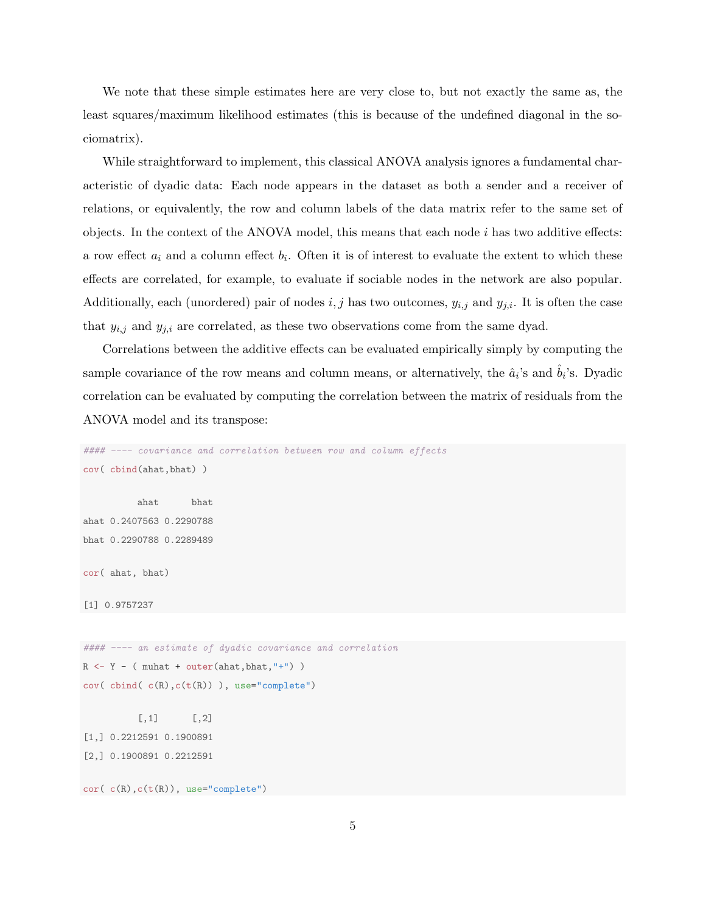We note that these simple estimates here are very close to, but not exactly the same as, the least squares/maximum likelihood estimates (this is because of the undefined diagonal in the sociomatrix).

While straightforward to implement, this classical ANOVA analysis ignores a fundamental characteristic of dyadic data: Each node appears in the dataset as both a sender and a receiver of relations, or equivalently, the row and column labels of the data matrix refer to the same set of objects. In the context of the ANOVA model, this means that each node $i$ has two additive effects: a row effect $a_i$ and a column effect $b_i$. Often it is of interest to evaluate the extent to which these effects are correlated, for example, to evaluate if sociable nodes in the network are also popular. Additionally, each (unordered) pair of nodes $i, j$ has two outcomes, $y_{i,j}$ and $y_{j,i}$. It is often the case that $y_{i,j}$ and $y_{j,i}$ are correlated, as these two observations come from the same dyad.

Correlations between the additive effects can be evaluated empirically simply by computing the sample covariance of the row means and column means, or alternatively, the $\hat{a}_i$'s and $\hat{b}_i$'s. Dyadic correlation can be evaluated by computing the correlation between the matrix of residuals from the ANOVA model and its transpose:

```
#### ---- covariance and correlation between row and column effects
cov( cbind(ahat,bhat) )

          ahat      bhat
ahat 0.2407563 0.2290788
bhat 0.2290788 0.2289489

cor( ahat, bhat)

[1] 0.9757237
```

```
#### ---- an estimate of dyadic covariance and correlation
R <- Y - ( muhat + outer(ahat,bhat,"+") )
cov( cbind( c(R),c(t(R)) ), use="complete")

          [,1]      [,2]
[1,] 0.2212591 0.1900891
[2,] 0.1900891 0.2212591

cor( c(R),c(t(R)), use="complete")
```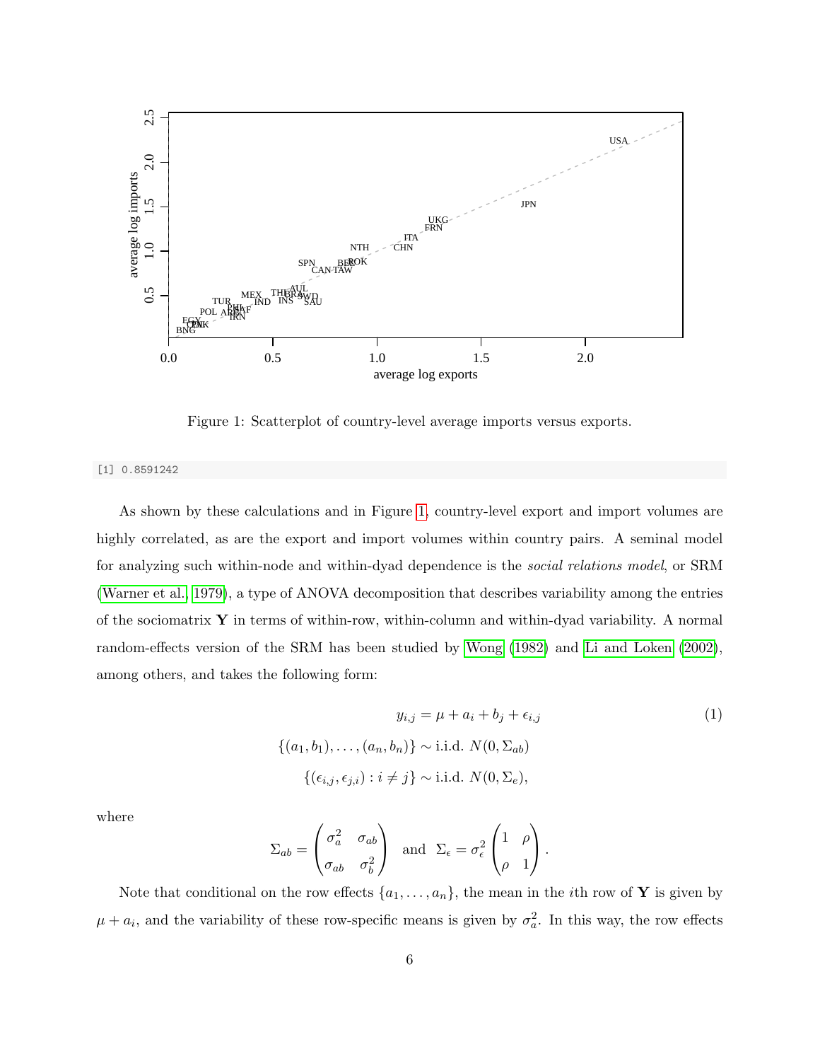Figure 1: Scatterplot of country-level average imports versus exports.

```
[1] 0.8591242
```

As shown by these calculations and in Figure 1, country-level export and import volumes are highly correlated, as are the export and import volumes within country pairs. A seminal model for analyzing such within-node and within-dyad dependence is the *social relations model*, or SRM (Warner et al., 1979), a type of ANOVA decomposition that describes variability among the entries of the sociomatrix $\mathbf{Y}$ in terms of within-row, within-column and within-dyad variability. A normal random-effects version of the SRM has been studied by Wong (1982) and Li and Loken (2002), among others, and takes the following form:

$$
\begin{aligned}
y_{i,j} &= \mu + a_i + b_j + \epsilon_{i,j} \qquad (1)\\
\{(a_1, b_1), \ldots, (a_n, b_n)\} &\sim \text{i.i.d. } N(0, \Sigma_{ab})\\
\{(\epsilon_{i,j}, \epsilon_{j,i}) : i \neq j\} &\sim \text{i.i.d. } N(0, \Sigma_e),
\end{aligned}
$$

where

$$
\Sigma_{ab} = \begin{pmatrix} \sigma_a^2 & \sigma_{ab} \\ \sigma_{ab} & \sigma_b^2 \end{pmatrix} \text{ and } \Sigma_\epsilon = \sigma_\epsilon^2 \begin{pmatrix} 1 & \rho \\ \rho & 1 \end{pmatrix}.
$$

Note that conditional on the row effects $\{a_1, \ldots, a_n\}$, the mean in the $i$th row of $\mathbf{Y}$ is given by $\mu + a_i$, and the variability of these row-specific means is given by $\sigma_a^2$. In this way, the row effects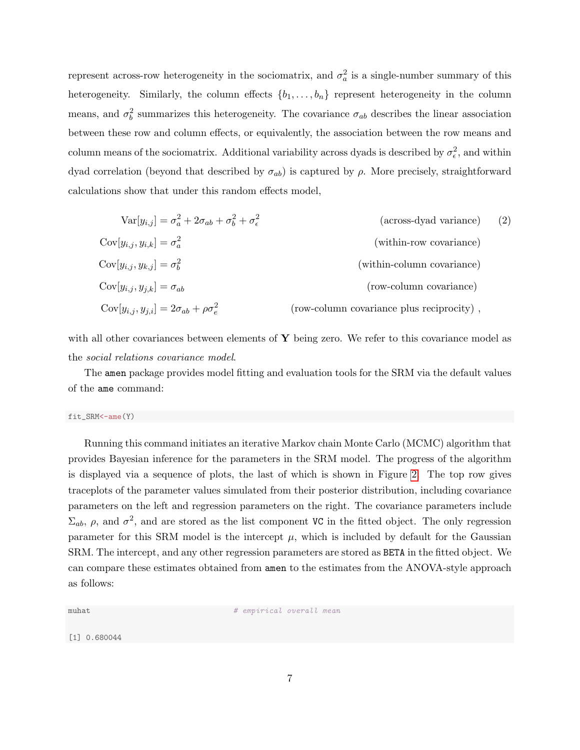represent across-row heterogeneity in the sociomatrix, and $\sigma_a^2$ is a single-number summary of this heterogeneity. Similarly, the column effects $\{b_1, \ldots, b_n\}$ represent heterogeneity in the column means, and $\sigma_b^2$ summarizes this heterogeneity. The covariance $\sigma_{ab}$ describes the linear association between these row and column effects, or equivalently, the association between the row means and column means of the sociomatrix. Additional variability across dyads is described by $\sigma_\epsilon^2$, and within dyad correlation (beyond that described by $\sigma_{ab}$) is captured by $\rho$. More precisely, straightforward calculations show that under this random effects model,

$$
\begin{aligned}
\text{Var}[y_{i,j}] &= \sigma_a^2 + 2\sigma_{ab} + \sigma_b^2 + \sigma_\epsilon^2 && \text{(across-dyad variance)} \quad (2)\\
\text{Cov}[y_{i,j}, y_{i,k}] &= \sigma_a^2 && \text{(within-row covariance)}\\
\text{Cov}[y_{i,j}, y_{k,j}] &= \sigma_b^2 && \text{(within-column covariance)}\\
\text{Cov}[y_{i,j}, y_{j,k}] &= \sigma_{ab} && \text{(row-column covariance)}\\
\text{Cov}[y_{i,j}, y_{j,i}] &= 2\sigma_{ab} + \rho\sigma_e^2 && \text{(row-column covariance plus reciprocity)} ,
\end{aligned}
$$

with all other covariances between elements of $\mathbf{Y}$ being zero. We refer to this covariance model as the *social relations covariance model*.

The `amen` package provides model fitting and evaluation tools for the SRM via the default values of the `ame` command:

```
fit_SRM<-ame(Y)
```

Running this command initiates an iterative Markov chain Monte Carlo (MCMC) algorithm that provides Bayesian inference for the parameters in the SRM model. The progress of the algorithm is displayed via a sequence of plots, the last of which is shown in Figure 2. The top row gives traceplots of the parameter values simulated from their posterior distribution, including covariance parameters on the left and regression parameters on the right. The covariance parameters include $\Sigma_{ab}$, $\rho$, and $\sigma^2$, and are stored as the list component `VC` in the fitted object. The only regression parameter for this SRM model is the intercept $\mu$, which is included by default for the Gaussian SRM. The intercept, and any other regression parameters are stored as `BETA` in the fitted object. We can compare these estimates obtained from `amen` to the estimates from the ANOVA-style approach as follows:

```
muhat                                    # empirical overall mean

[1] 0.680044
```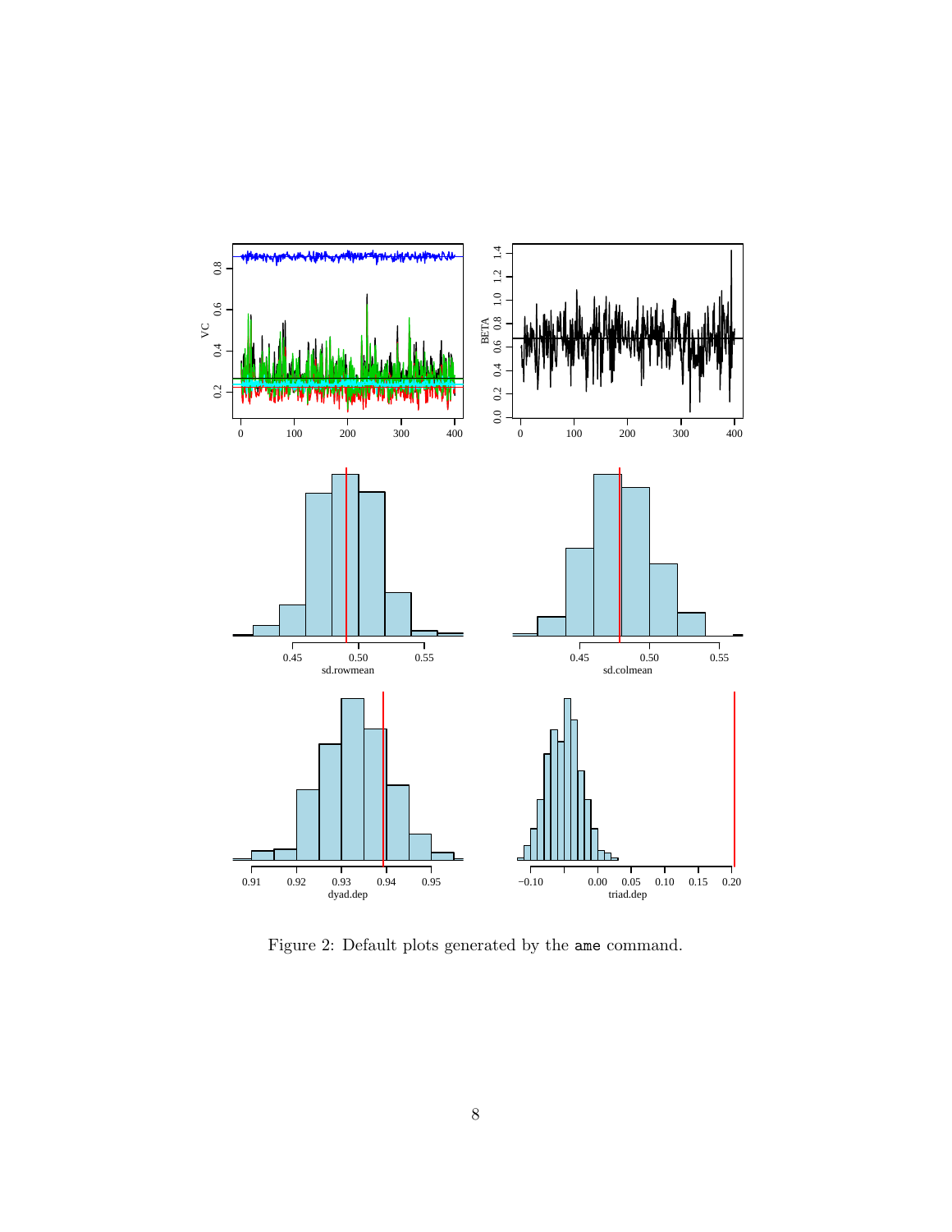Figure 2: Default plots generated by the `ame` command.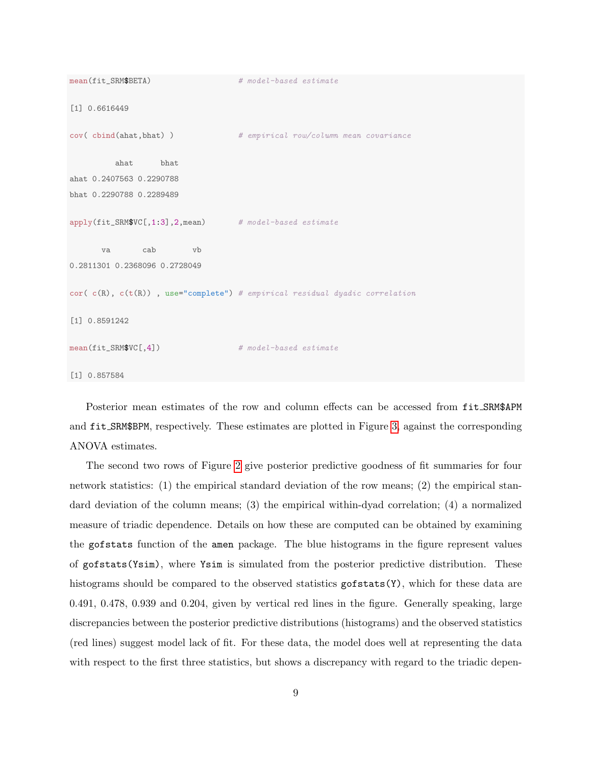```
mean(fit_SRM$BETA)                   # model-based estimate

[1] 0.6616449

cov( cbind(ahat,bhat) )              # empirical row/column mean covariance

          ahat      bhat
ahat 0.2407563 0.2290788
bhat 0.2290788 0.2289489

apply(fit_SRM$VC[,1:3],2,mean)       # model-based estimate

       va       cab        vb
0.2811301 0.2368096 0.2728049

cor( c(R), c(t(R)) , use="complete") # empirical residual dyadic correlation

[1] 0.8591242

mean(fit_SRM$VC[,4])                 # model-based estimate

[1] 0.857584
```

Posterior mean estimates of the row and column effects can be accessed from `fit_SRM$APM` and `fit_SRM$BPM`, respectively. These estimates are plotted in Figure 3, against the corresponding ANOVA estimates.

The second two rows of Figure 2 give posterior predictive goodness of fit summaries for four network statistics: (1) the empirical standard deviation of the row means; (2) the empirical standard deviation of the column means; (3) the empirical within-dyad correlation; (4) a normalized measure of triadic dependence. Details on how these are computed can be obtained by examining the `gofstats` function of the `amen` package. The blue histograms in the figure represent values of `gofstats(Ysim)`, where `Ysim` is simulated from the posterior predictive distribution. These histograms should be compared to the observed statistics `gofstats(Y)`, which for these data are 0.491, 0.478, 0.939 and 0.204, given by vertical red lines in the figure. Generally speaking, large discrepancies between the posterior predictive distributions (histograms) and the observed statistics (red lines) suggest model lack of fit. For these data, the model does well at representing the data with respect to the first three statistics, but shows a discrepancy with regard to the triadic depen-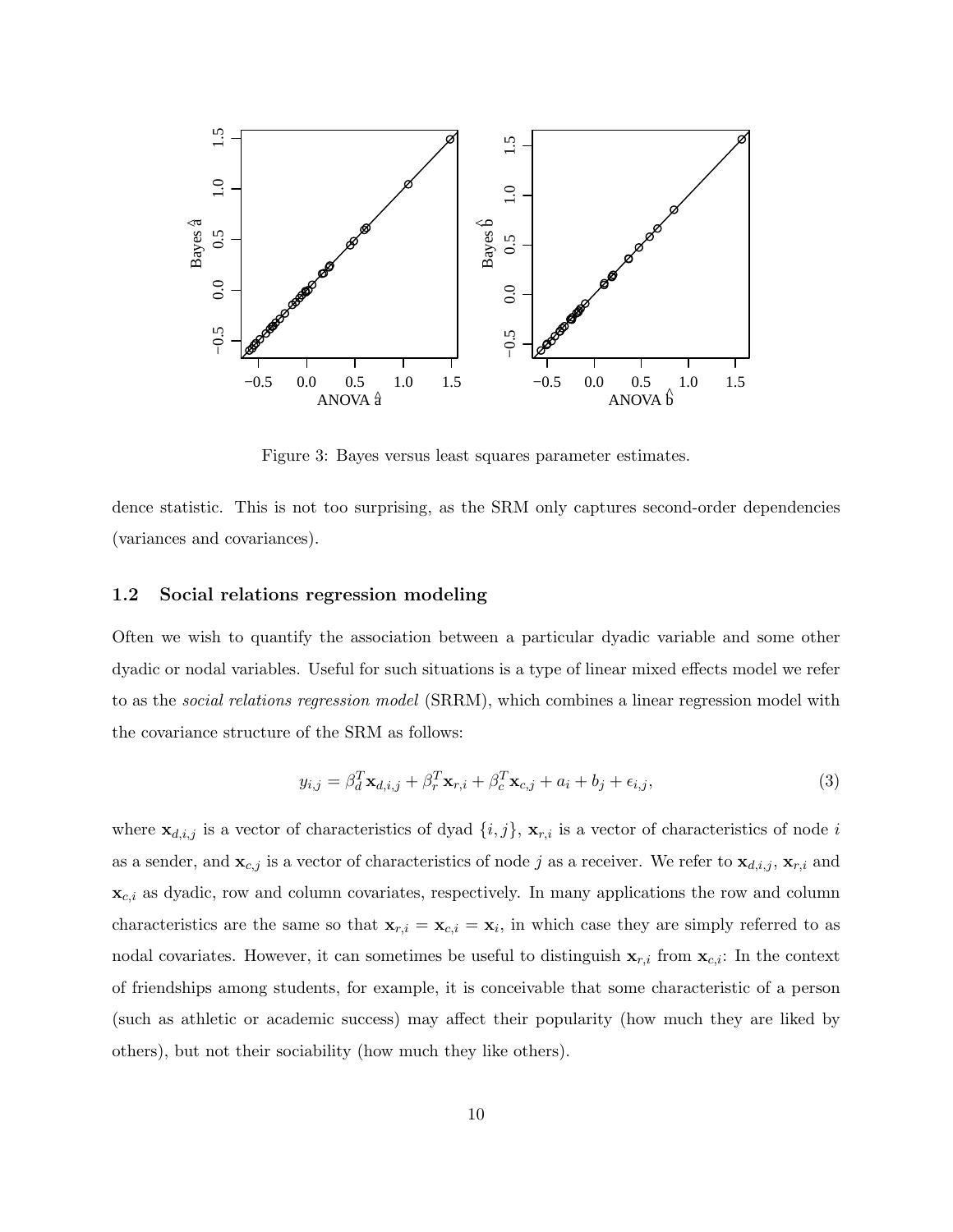Figure 3: Bayes versus least squares parameter estimates.

dence statistic. This is not too surprising, as the SRM only captures second-order dependencies (variances and covariances).

### 1.2 Social relations regression modeling

Often we wish to quantify the association between a particular dyadic variable and some other dyadic or nodal variables. Useful for such situations is a type of linear mixed effects model we refer to as the *social relations regression model* (SRRM), which combines a linear regression model with the covariance structure of the SRM as follows:

$$y_{i,j} = \beta_d^T \mathbf{x}_{d,i,j} + \beta_r^T \mathbf{x}_{r,i} + \beta_c^T \mathbf{x}_{c,j} + a_i + b_j + \epsilon_{i,j}, \tag{3}$$

where $\mathbf{x}_{d,i,j}$ is a vector of characteristics of dyad $\{i, j\}$, $\mathbf{x}_{r,i}$ is a vector of characteristics of node $i$ as a sender, and $\mathbf{x}_{c,j}$ is a vector of characteristics of node $j$ as a receiver. We refer to $\mathbf{x}_{d,i,j}$, $\mathbf{x}_{r,i}$ and $\mathbf{x}_{c,i}$ as dyadic, row and column covariates, respectively. In many applications the row and column characteristics are the same so that $\mathbf{x}_{r,i} = \mathbf{x}_{c,i} = \mathbf{x}_i$, in which case they are simply referred to as nodal covariates. However, it can sometimes be useful to distinguish $\mathbf{x}_{r,i}$ from $\mathbf{x}_{c,i}$: In the context of friendships among students, for example, it is conceivable that some characteristic of a person (such as athletic or academic success) may affect their popularity (how much they are liked by others), but not their sociability (how much they like others).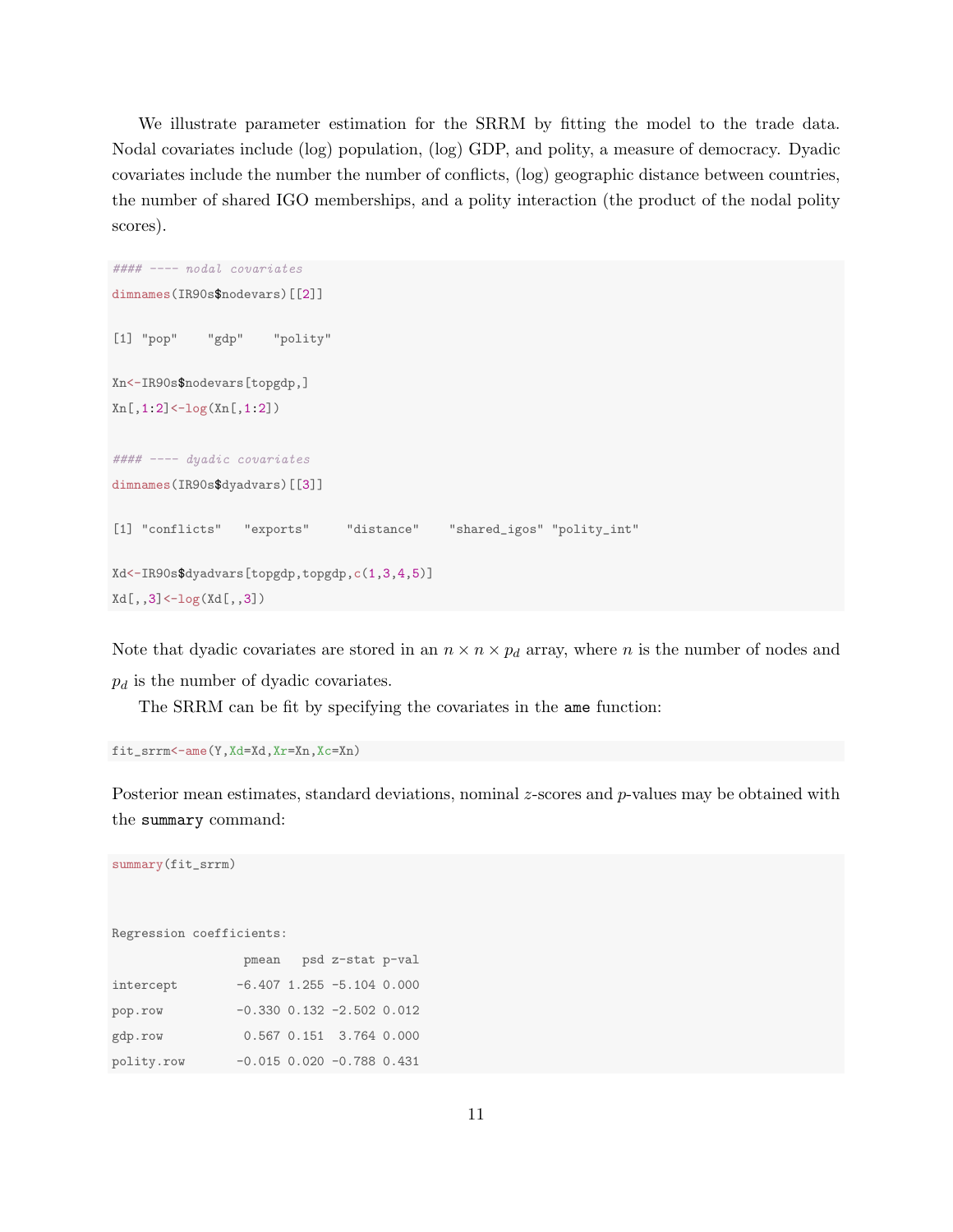We illustrate parameter estimation for the SRRM by fitting the model to the trade data. Nodal covariates include (log) population, (log) GDP, and polity, a measure of democracy. Dyadic covariates include the number the number of conflicts, (log) geographic distance between countries, the number of shared IGO memberships, and a polity interaction (the product of the nodal polity scores).

```
#### ---- nodal covariates
dimnames(IR90s$nodevars)[[2]]

[1] "pop"    "gdp"    "polity"

Xn<-IR90s$nodevars[topgdp,]
Xn[,1:2]<-log(Xn[,1:2])

#### ---- dyadic covariates
dimnames(IR90s$dyadvars)[[3]]

[1] "conflicts"   "exports"     "distance"    "shared_igos" "polity_int"

Xd<-IR90s$dyadvars[topgdp,topgdp,c(1,3,4,5)]
Xd[,,3]<-log(Xd[,,3])
```

Note that dyadic covariates are stored in an $n \times n \times p_d$ array, where $n$ is the number of nodes and $p_d$ is the number of dyadic covariates.

The SRRM can be fit by specifying the covariates in the ame function:

```
fit_srrm<-ame(Y,Xd=Xd,Xr=Xn,Xc=Xn)
```

Posterior mean estimates, standard deviations, nominal $z$-scores and $p$-values may be obtained with the summary command:

```
summary(fit_srrm)



Regression coefficients:
                 pmean   psd z-stat p-val
intercept       -6.407 1.255 -5.104 0.000
pop.row         -0.330 0.132 -2.502 0.012
gdp.row          0.567 0.151  3.764 0.000
polity.row      -0.015 0.020 -0.788 0.431
```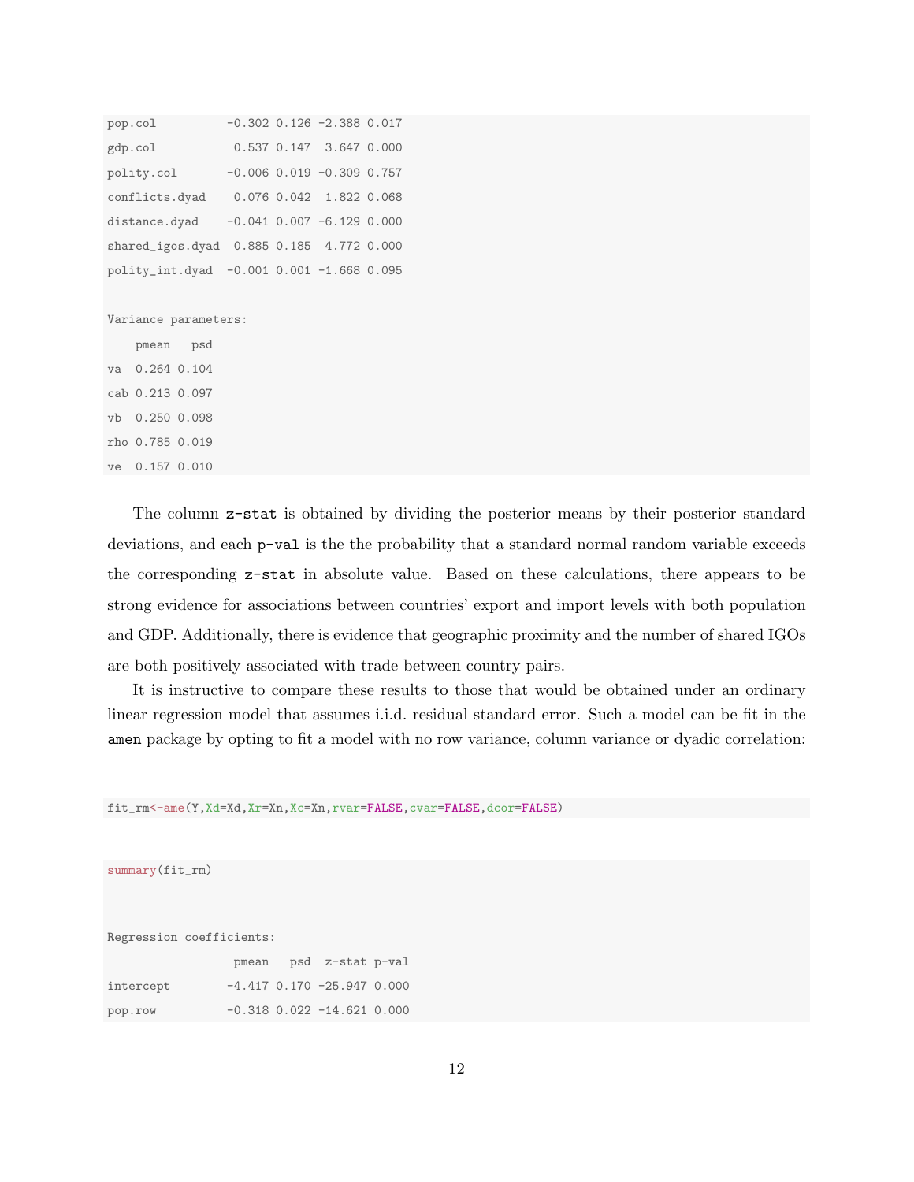```
pop.col          -0.302 0.126 -2.388 0.017
gdp.col           0.537 0.147  3.647 0.000
polity.col       -0.006 0.019 -0.309 0.757
conflicts.dyad    0.076 0.042  1.822 0.068
distance.dyad    -0.041 0.007 -6.129 0.000
shared_igos.dyad  0.885 0.185  4.772 0.000
polity_int.dyad  -0.001 0.001 -1.668 0.095

Variance parameters:
    pmean   psd
va  0.264 0.104
cab 0.213 0.097
vb  0.250 0.098
rho 0.785 0.019
ve  0.157 0.010
```

The column `z-stat` is obtained by dividing the posterior means by their posterior standard deviations, and each `p-val` is the the probability that a standard normal random variable exceeds the corresponding `z-stat` in absolute value. Based on these calculations, there appears to be strong evidence for associations between countries' export and import levels with both population and GDP. Additionally, there is evidence that geographic proximity and the number of shared IGOs are both positively associated with trade between country pairs.

It is instructive to compare these results to those that would be obtained under an ordinary linear regression model that assumes i.i.d. residual standard error. Such a model can be fit in the **amen** package by opting to fit a model with no row variance, column variance or dyadic correlation:

```
fit_rm<-ame(Y,Xd=Xd,Xr=Xn,Xc=Xn,rvar=FALSE,cvar=FALSE,dcor=FALSE)
```

```
summary(fit_rm)


Regression coefficients:
                  pmean   psd  z-stat p-val
intercept        -4.417 0.170 -25.947 0.000
pop.row          -0.318 0.022 -14.621 0.000
```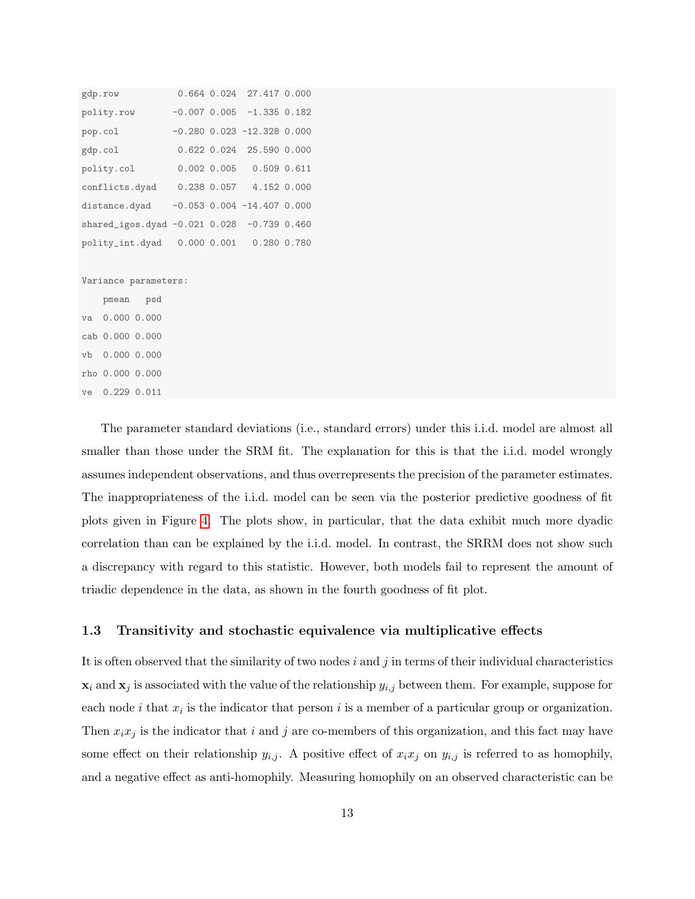```
gdp.row           0.664 0.024  27.417 0.000
polity.row       -0.007 0.005  -1.335 0.182
pop.col          -0.280 0.023 -12.328 0.000
gdp.col           0.622 0.024  25.590 0.000
polity.col        0.002 0.005   0.509 0.611
conflicts.dyad    0.238 0.057   4.152 0.000
distance.dyad    -0.053 0.004 -14.407 0.000
shared_igos.dyad -0.021 0.028  -0.739 0.460
polity_int.dyad   0.000 0.001   0.280 0.780

Variance parameters:
    pmean   psd
va  0.000 0.000
cab 0.000 0.000
vb  0.000 0.000
rho 0.000 0.000
ve  0.229 0.011
```

The parameter standard deviations (i.e., standard errors) under this i.i.d. model are almost all smaller than those under the SRM fit. The explanation for this is that the i.i.d. model wrongly assumes independent observations, and thus overrepresents the precision of the parameter estimates. The inappropriateness of the i.i.d. model can be seen via the posterior predictive goodness of fit plots given in Figure 4. The plots show, in particular, that the data exhibit much more dyadic correlation than can be explained by the i.i.d. model. In contrast, the SRRM does not show such a discrepancy with regard to this statistic. However, both models fail to represent the amount of triadic dependence in the data, as shown in the fourth goodness of fit plot.

### 1.3 Transitivity and stochastic equivalence via multiplicative effects

It is often observed that the similarity of two nodes $i$ and $j$ in terms of their individual characteristics $\mathbf{x}_i$ and $\mathbf{x}_j$ is associated with the value of the relationship $y_{i,j}$ between them. For example, suppose for each node $i$ that $x_i$ is the indicator that person $i$ is a member of a particular group or organization. Then $x_i x_j$ is the indicator that $i$ and $j$ are co-members of this organization, and this fact may have some effect on their relationship $y_{i,j}$. A positive effect of $x_i x_j$ on $y_{i,j}$ is referred to as homophily, and a negative effect as anti-homophily. Measuring homophily on an observed characteristic can be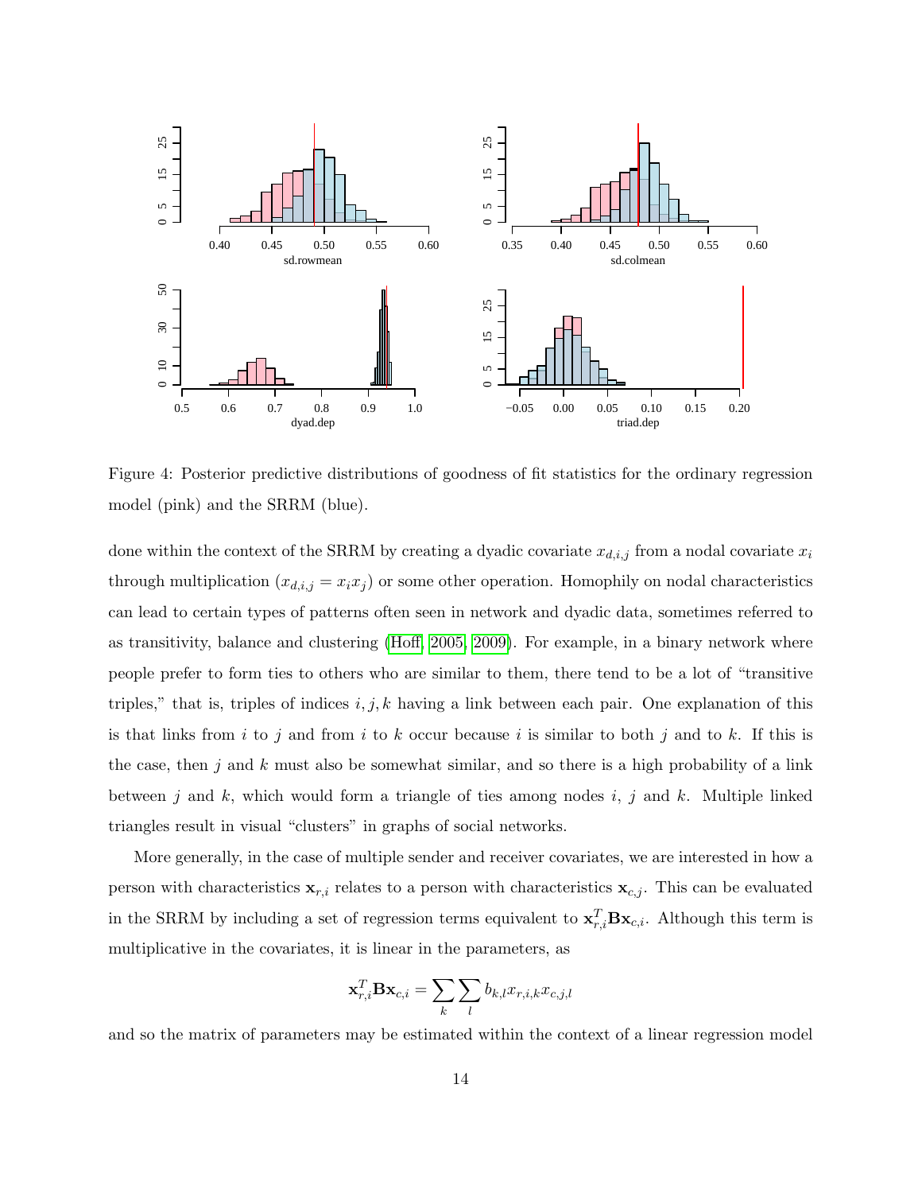Figure 4: Posterior predictive distributions of goodness of fit statistics for the ordinary regression model (pink) and the SRRM (blue).

done within the context of the SRRM by creating a dyadic covariate $x_{d,i,j}$ from a nodal covariate $x_i$ through multiplication ($x_{d,i,j} = x_i x_j$) or some other operation. Homophily on nodal characteristics can lead to certain types of patterns often seen in network and dyadic data, sometimes referred to as transitivity, balance and clustering (Hoff, 2005, 2009). For example, in a binary network where people prefer to form ties to others who are similar to them, there tend to be a lot of "transitive triples," that is, triples of indices $i, j, k$ having a link between each pair. One explanation of this is that links from $i$ to $j$ and from $i$ to $k$ occur because $i$ is similar to both $j$ and to $k$. If this is the case, then $j$ and $k$ must also be somewhat similar, and so there is a high probability of a link between $j$ and $k$, which would form a triangle of ties among nodes $i$, $j$ and $k$. Multiple linked triangles result in visual "clusters" in graphs of social networks.

More generally, in the case of multiple sender and receiver covariates, we are interested in how a person with characteristics $\mathbf{x}_{r,i}$ relates to a person with characteristics $\mathbf{x}_{c,j}$. This can be evaluated in the SRRM by including a set of regression terms equivalent to $\mathbf{x}_{r,i}^T \mathbf{B} \mathbf{x}_{c,i}$. Although this term is multiplicative in the covariates, it is linear in the parameters, as

$$\mathbf{x}_{r,i}^T \mathbf{B} \mathbf{x}_{c,i} = \sum_k \sum_l b_{k,l} x_{r,i,k} x_{c,j,l}$$

and so the matrix of parameters may be estimated within the context of a linear regression model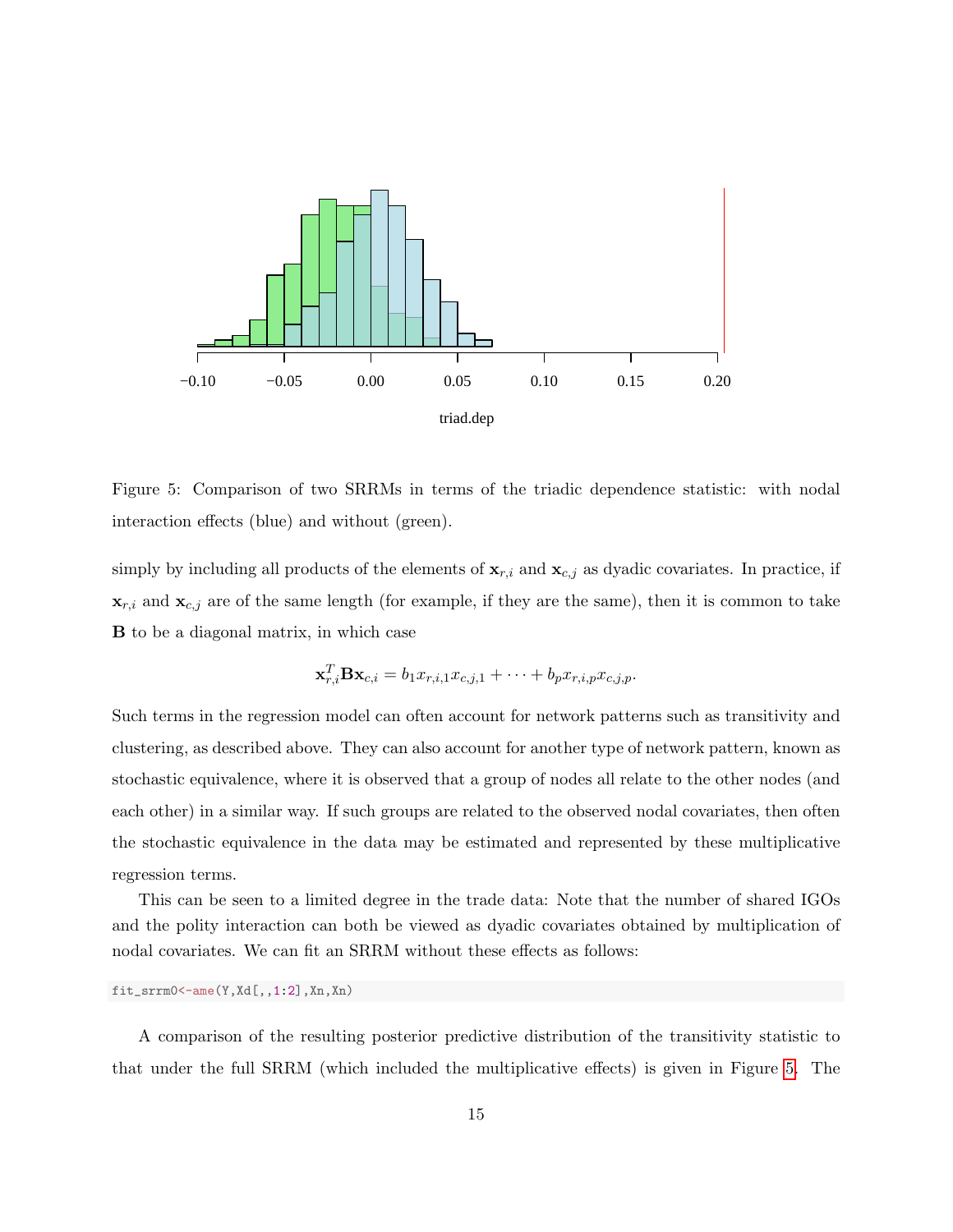Figure 5: Comparison of two SRRMs in terms of the triadic dependence statistic: with nodal interaction effects (blue) and without (green).

simply by including all products of the elements of $\mathbf{x}_{r,i}$ and $\mathbf{x}_{c,j}$ as dyadic covariates. In practice, if $\mathbf{x}_{r,i}$ and $\mathbf{x}_{c,j}$ are of the same length (for example, if they are the same), then it is common to take $\mathbf{B}$ to be a diagonal matrix, in which case

$$\mathbf{x}_{r,i}^T \mathbf{B} \mathbf{x}_{c,i} = b_1 x_{r,i,1} x_{c,j,1} + \cdots + b_p x_{r,i,p} x_{c,j,p}.$$

Such terms in the regression model can often account for network patterns such as transitivity and clustering, as described above. They can also account for another type of network pattern, known as stochastic equivalence, where it is observed that a group of nodes all relate to the other nodes (and each other) in a similar way. If such groups are related to the observed nodal covariates, then often the stochastic equivalence in the data may be estimated and represented by these multiplicative regression terms.

This can be seen to a limited degree in the trade data: Note that the number of shared IGOs and the polity interaction can both be viewed as dyadic covariates obtained by multiplication of nodal covariates. We can fit an SRRM without these effects as follows:

```
fit_srrm0<-ame(Y,Xd[,,1:2],Xn,Xn)
```

A comparison of the resulting posterior predictive distribution of the transitivity statistic to that under the full SRRM (which included the multiplicative effects) is given in Figure 5. The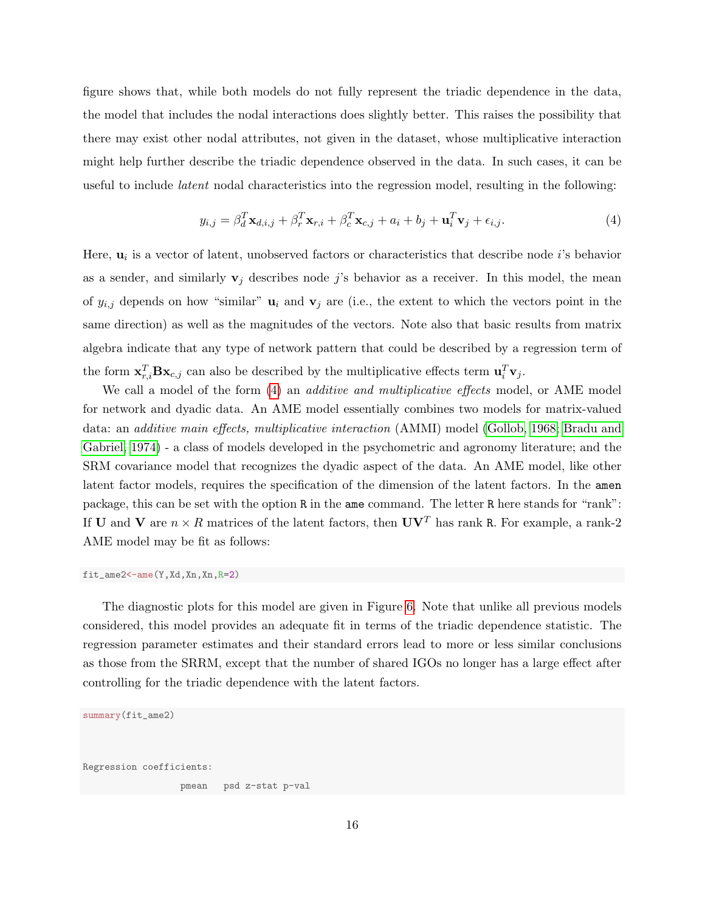figure shows that, while both models do not fully represent the triadic dependence in the data, the model that includes the nodal interactions does slightly better. This raises the possibility that there may exist other nodal attributes, not given in the dataset, whose multiplicative interaction might help further describe the triadic dependence observed in the data. In such cases, it can be useful to include *latent* nodal characteristics into the regression model, resulting in the following:

$$y_{i,j} = \beta_d^T \mathbf{x}_{d,i,j} + \beta_r^T \mathbf{x}_{r,i} + \beta_c^T \mathbf{x}_{c,j} + a_i + b_j + \mathbf{u}_i^T \mathbf{v}_j + \epsilon_{i,j}. \tag{4}$$

Here, $\mathbf{u}_i$ is a vector of latent, unobserved factors or characteristics that describe node $i$'s behavior as a sender, and similarly $\mathbf{v}_j$ describes node $j$'s behavior as a receiver. In this model, the mean of $y_{i,j}$ depends on how "similar" $\mathbf{u}_i$ and $\mathbf{v}_j$ are (i.e., the extent to which the vectors point in the same direction) as well as the magnitudes of the vectors. Note also that basic results from matrix algebra indicate that any type of network pattern that could be described by a regression term of the form $\mathbf{x}_{r,i}^T \mathbf{B} \mathbf{x}_{c,j}$ can also be described by the multiplicative effects term $\mathbf{u}_i^T \mathbf{v}_j$.

We call a model of the form (4) an *additive and multiplicative effects* model, or AME model for network and dyadic data. An AME model essentially combines two models for matrix-valued data: an *additive main effects, multiplicative interaction* (AMMI) model (Gollob, 1968; Bradu and Gabriel, 1974) - a class of models developed in the psychometric and agronomy literature; and the SRM covariance model that recognizes the dyadic aspect of the data. An AME model, like other latent factor models, requires the specification of the dimension of the latent factors. In the `amen` package, this can be set with the option `R` in the `ame` command. The letter `R` here stands for "rank": If $\mathbf{U}$ and $\mathbf{V}$ are $n \times R$ matrices of the latent factors, then $\mathbf{U}\mathbf{V}^T$ has rank `R`. For example, a rank-2 AME model may be fit as follows:

```
fit_ame2<-ame(Y,Xd,Xn,Xn,R=2)
```

The diagnostic plots for this model are given in Figure 6. Note that unlike all previous models considered, this model provides an adequate fit in terms of the triadic dependence statistic. The regression parameter estimates and their standard errors lead to more or less similar conclusions as those from the SRRM, except that the number of shared IGOs no longer has a large effect after controlling for the triadic dependence with the latent factors.

```
summary(fit_ame2)



Regression coefficients:
                 pmean   psd z-stat p-val
```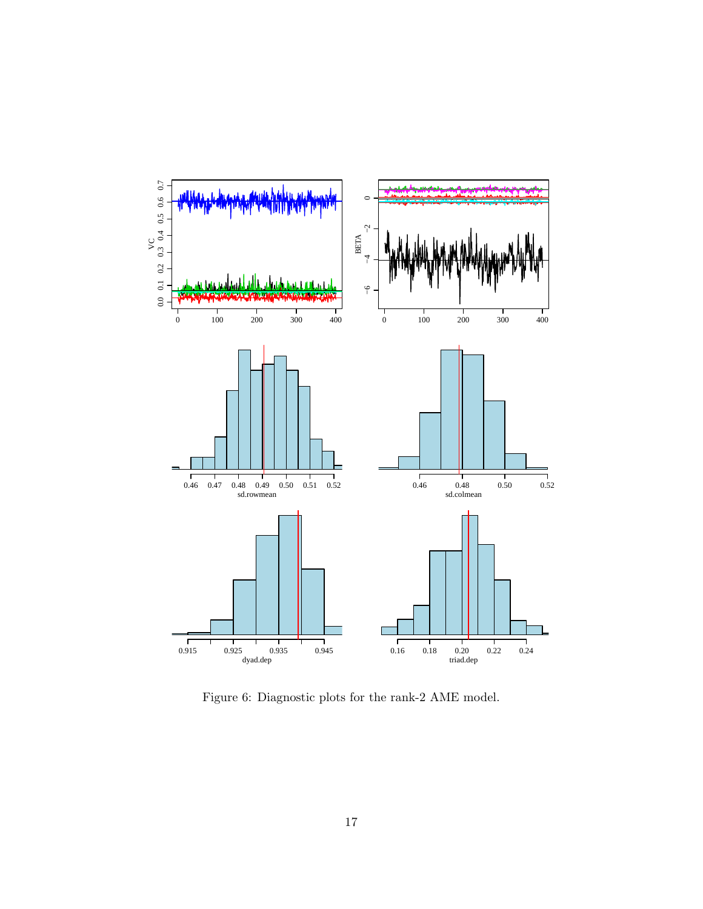Figure 6: Diagnostic plots for the rank-2 AME model.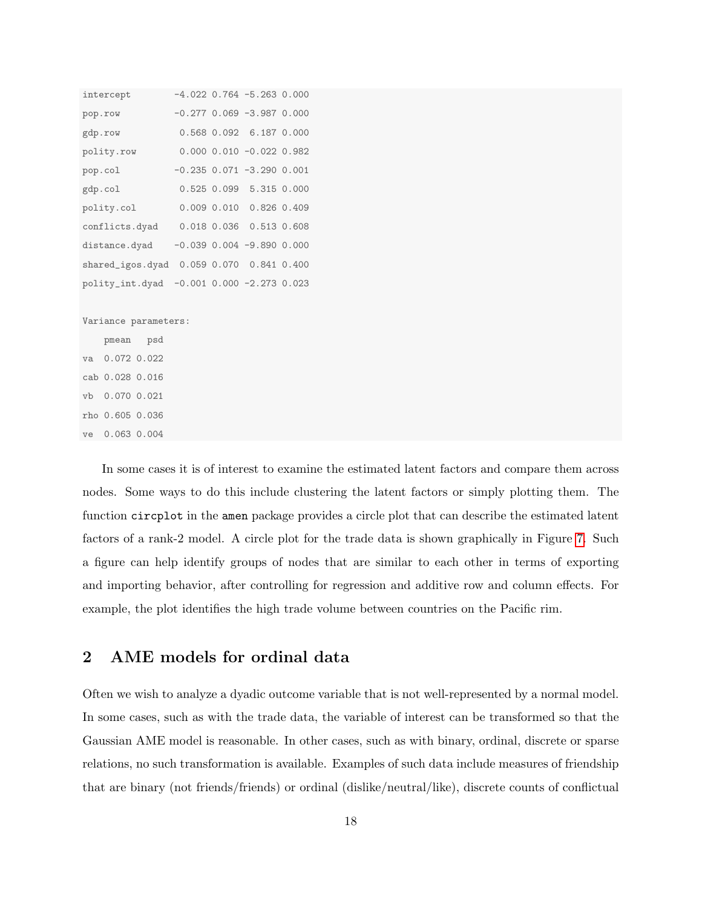```
intercept        -4.022 0.764 -5.263 0.000
pop.row          -0.277 0.069 -3.987 0.000
gdp.row           0.568 0.092  6.187 0.000
polity.row        0.000 0.010 -0.022 0.982
pop.col          -0.235 0.071 -3.290 0.001
gdp.col           0.525 0.099  5.315 0.000
polity.col        0.009 0.010  0.826 0.409
conflicts.dyad    0.018 0.036  0.513 0.608
distance.dyad    -0.039 0.004 -9.890 0.000
shared_igos.dyad  0.059 0.070  0.841 0.400
polity_int.dyad  -0.001 0.000 -2.273 0.023

Variance parameters:
    pmean   psd
va  0.072 0.022
cab 0.028 0.016
vb  0.070 0.021
rho 0.605 0.036
ve  0.063 0.004
```

In some cases it is of interest to examine the estimated latent factors and compare them across nodes. Some ways to do this include clustering the latent factors or simply plotting them. The function `circplot` in the **amen** package provides a circle plot that can describe the estimated latent factors of a rank-2 model. A circle plot for the trade data is shown graphically in Figure 7. Such a figure can help identify groups of nodes that are similar to each other in terms of exporting and importing behavior, after controlling for regression and additive row and column effects. For example, the plot identifies the high trade volume between countries on the Pacific rim.

## 2 AME models for ordinal data

Often we wish to analyze a dyadic outcome variable that is not well-represented by a normal model. In some cases, such as with the trade data, the variable of interest can be transformed so that the Gaussian AME model is reasonable. In other cases, such as with binary, ordinal, discrete or sparse relations, no such transformation is available. Examples of such data include measures of friendship that are binary (not friends/friends) or ordinal (dislike/neutral/like), discrete counts of conflictual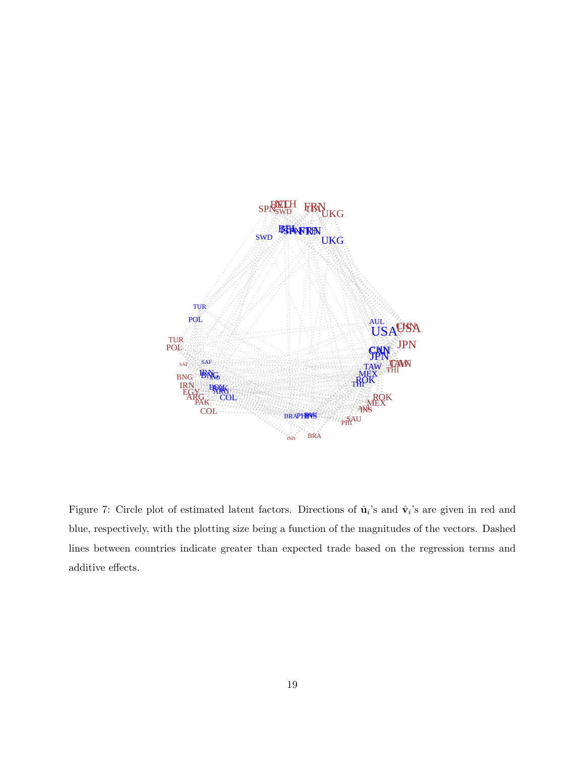Figure 7: Circle plot of estimated latent factors. Directions of $\hat{\mathbf{u}}_i$'s and $\hat{\mathbf{v}}_i$'s are given in red and blue, respectively, with the plotting size being a function of the magnitudes of the vectors. Dashed lines between countries indicate greater than expected trade based on the regression terms and additive effects.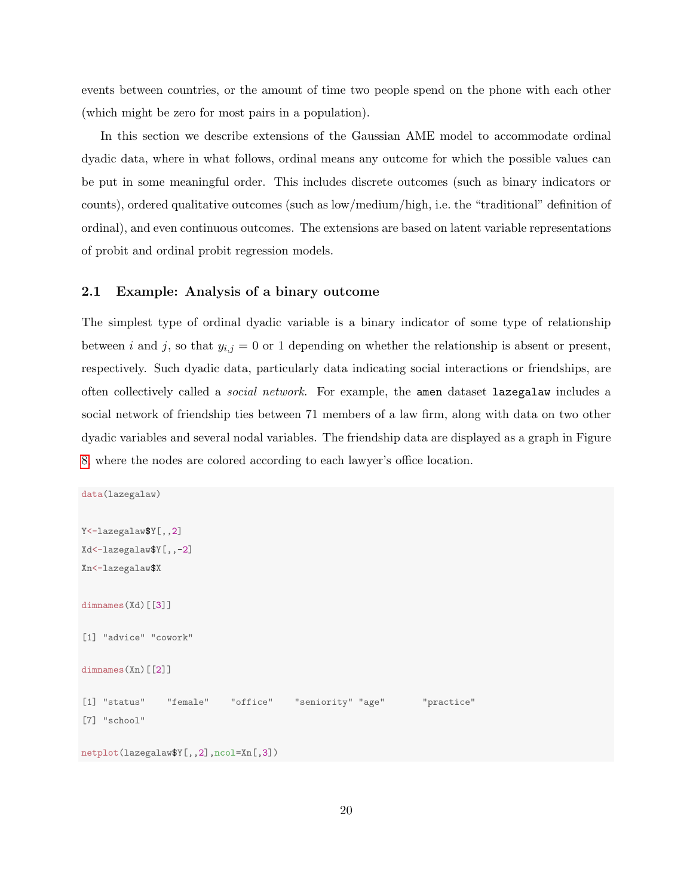events between countries, or the amount of time two people spend on the phone with each other (which might be zero for most pairs in a population).

In this section we describe extensions of the Gaussian AME model to accommodate ordinal dyadic data, where in what follows, ordinal means any outcome for which the possible values can be put in some meaningful order. This includes discrete outcomes (such as binary indicators or counts), ordered qualitative outcomes (such as low/medium/high, i.e. the "traditional" definition of ordinal), and even continuous outcomes. The extensions are based on latent variable representations of probit and ordinal probit regression models.

## 2.1 Example: Analysis of a binary outcome

The simplest type of ordinal dyadic variable is a binary indicator of some type of relationship between $i$ and $j$, so that $y_{i,j} = 0$ or 1 depending on whether the relationship is absent or present, respectively. Such dyadic data, particularly data indicating social interactions or friendships, are often collectively called a *social network*. For example, the `amen` dataset `lazegalaw` includes a social network of friendship ties between 71 members of a law firm, along with data on two other dyadic variables and several nodal variables. The friendship data are displayed as a graph in Figure 8, where the nodes are colored according to each lawyer's office location.

```
data(lazegalaw)

Y<-lazegalaw$Y[,,2]
Xd<-lazegalaw$Y[,,-2]
Xn<-lazegalaw$X

dimnames(Xd)[[3]]

[1] "advice" "cowork"

dimnames(Xn)[[2]]

[1] "status"    "female"    "office"    "seniority" "age"       "practice"
[7] "school"

netplot(lazegalaw$Y[,,2],ncol=Xn[,3])
```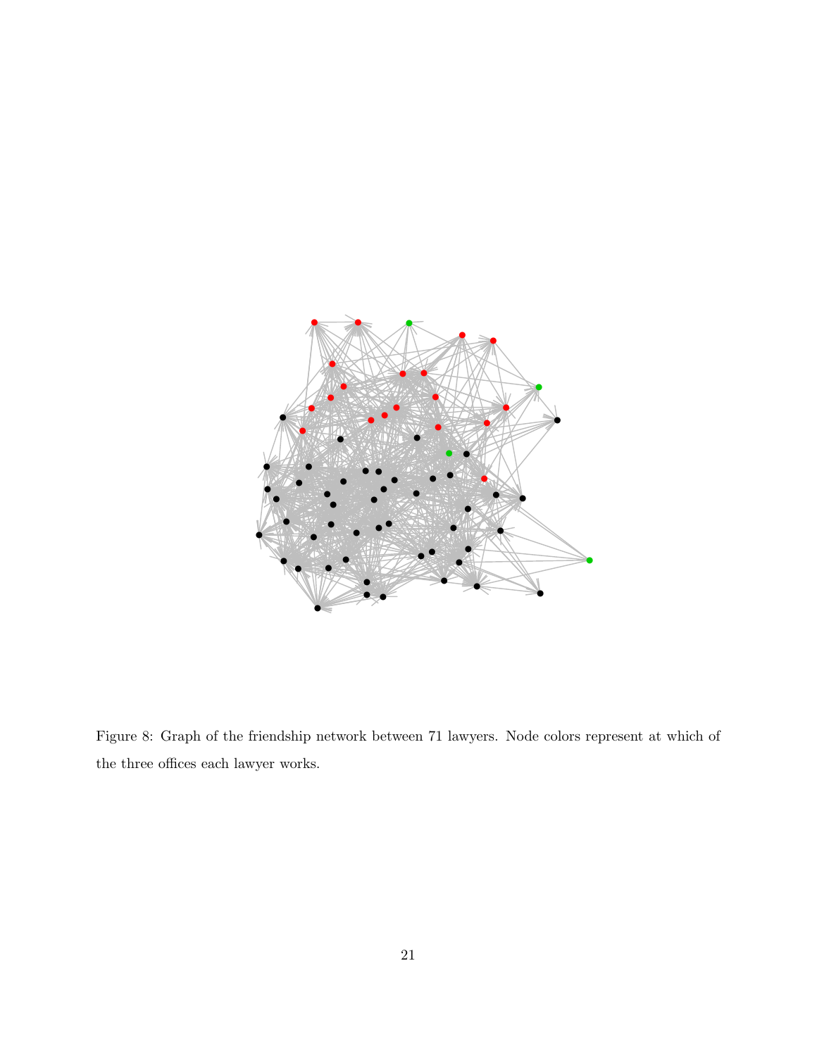Figure 8: Graph of the friendship network between 71 lawyers. Node colors represent at which of the three offices each lawyer works.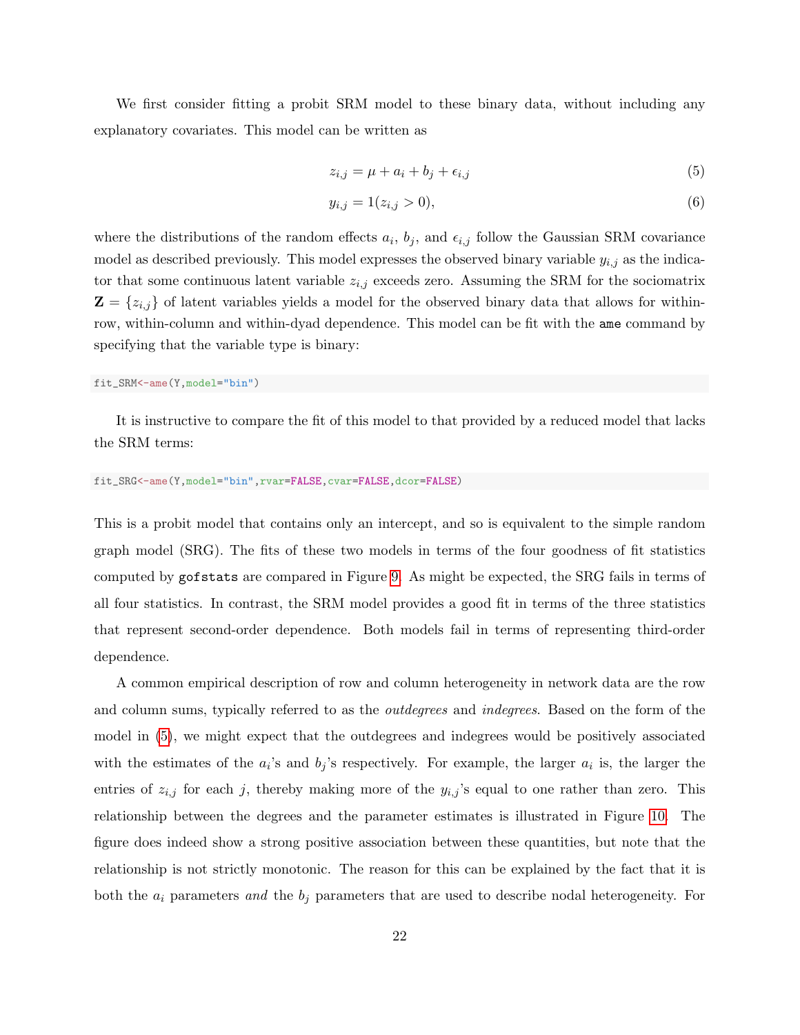We first consider fitting a probit SRM model to these binary data, without including any explanatory covariates. This model can be written as

$$z_{i,j} = \mu + a_i + b_j + \epsilon_{i,j} \tag{5}$$

$$y_{i,j} = 1(z_{i,j} > 0), \tag{6}$$

where the distributions of the random effects $a_i$, $b_j$, and $\epsilon_{i,j}$ follow the Gaussian SRM covariance model as described previously. This model expresses the observed binary variable $y_{i,j}$ as the indicator that some continuous latent variable $z_{i,j}$ exceeds zero. Assuming the SRM for the sociomatrix $\mathbf{Z} = \{z_{i,j}\}$ of latent variables yields a model for the observed binary data that allows for within-row, within-column and within-dyad dependence. This model can be fit with the `ame` command by specifying that the variable type is binary:

```
fit_SRM<-ame(Y,model="bin")
```

It is instructive to compare the fit of this model to that provided by a reduced model that lacks the SRM terms:

```
fit_SRG<-ame(Y,model="bin",rvar=FALSE,cvar=FALSE,dcor=FALSE)
```

This is a probit model that contains only an intercept, and so is equivalent to the simple random graph model (SRG). The fits of these two models in terms of the four goodness of fit statistics computed by `gofstats` are compared in Figure 9. As might be expected, the SRG fails in terms of all four statistics. In contrast, the SRM model provides a good fit in terms of the three statistics that represent second-order dependence. Both models fail in terms of representing third-order dependence.

A common empirical description of row and column heterogeneity in network data are the row and column sums, typically referred to as the *outdegrees* and *indegrees*. Based on the form of the model in (5), we might expect that the outdegrees and indegrees would be positively associated with the estimates of the $a_i$'s and $b_j$'s respectively. For example, the larger $a_i$ is, the larger the entries of $z_{i,j}$ for each $j$, thereby making more of the $y_{i,j}$'s equal to one rather than zero. This relationship between the degrees and the parameter estimates is illustrated in Figure 10. The figure does indeed show a strong positive association between these quantities, but note that the relationship is not strictly monotonic. The reason for this can be explained by the fact that it is both the $a_i$ parameters *and* the $b_j$ parameters that are used to describe nodal heterogeneity. For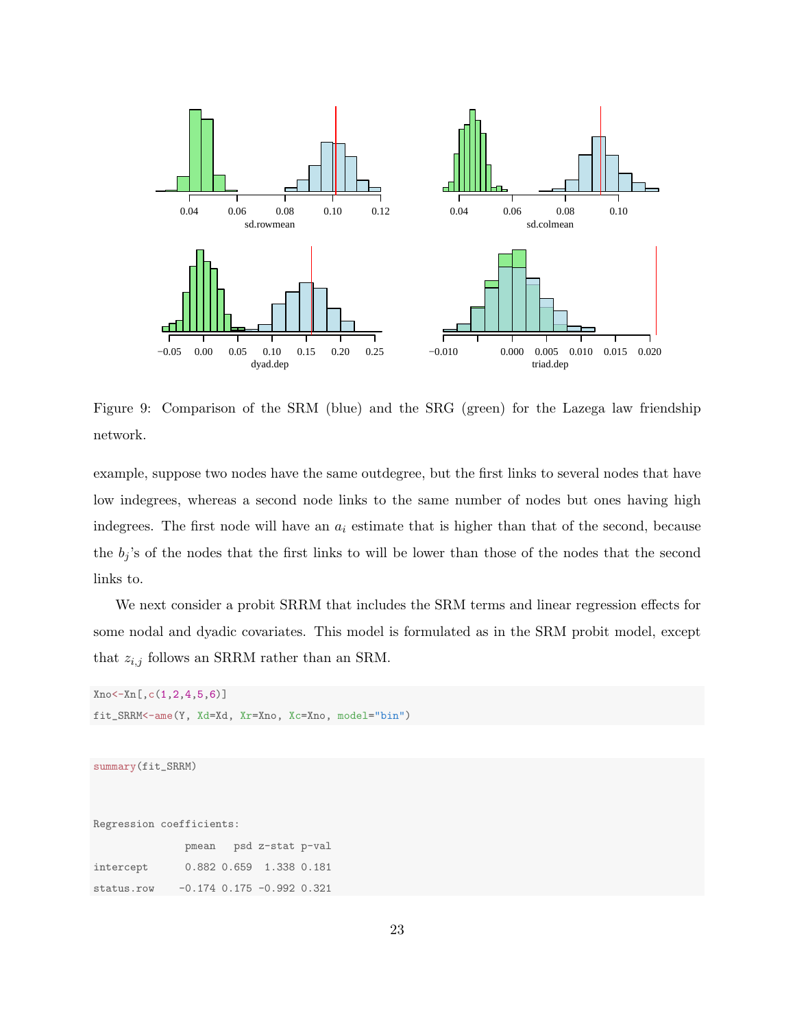Figure 9: Comparison of the SRM (blue) and the SRG (green) for the Lazega law friendship network.

example, suppose two nodes have the same outdegree, but the first links to several nodes that have low indegrees, whereas a second node links to the same number of nodes but ones having high indegrees. The first node will have an $a_i$ estimate that is higher than that of the second, because the $b_j$'s of the nodes that the first links to will be lower than those of the nodes that the second links to.

We next consider a probit SRRM that includes the SRM terms and linear regression effects for some nodal and dyadic covariates. This model is formulated as in the SRM probit model, except that $z_{i,j}$ follows an SRRM rather than an SRM.

```
Xno<-Xn[,c(1,2,4,5,6)]
fit_SRRM<-ame(Y, Xd=Xd, Xr=Xno, Xc=Xno, model="bin")
```

```
summary(fit_SRRM)



Regression coefficients:
               pmean   psd z-stat p-val
intercept      0.882 0.659  1.338 0.181
status.row    -0.174 0.175 -0.992 0.321
```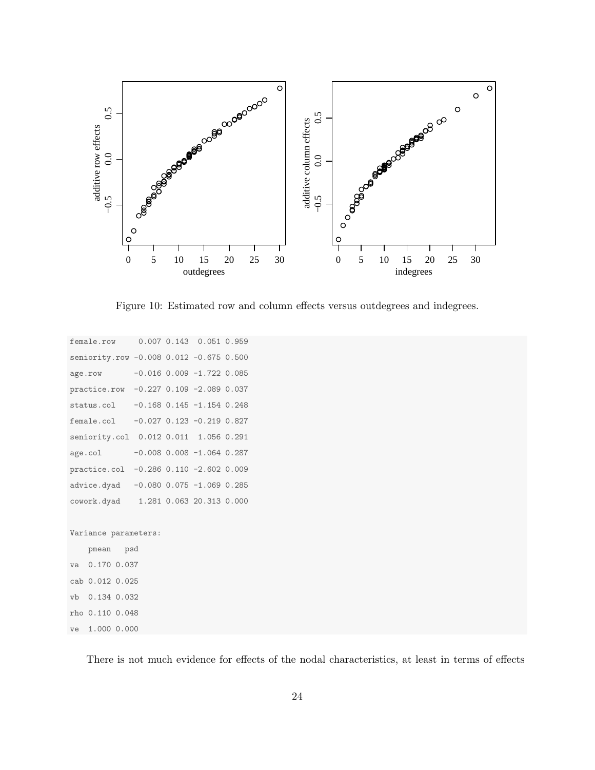Figure 10: Estimated row and column effects versus outdegrees and indegrees.

```
female.row      0.007 0.143  0.051 0.959
seniority.row -0.008 0.012 -0.675 0.500
age.row       -0.016 0.009 -1.722 0.085
practice.row  -0.227 0.109 -2.089 0.037
status.col    -0.168 0.145 -1.154 0.248
female.col    -0.027 0.123 -0.219 0.827
seniority.col  0.012 0.011  1.056 0.291
age.col       -0.008 0.008 -1.064 0.287
practice.col  -0.286 0.110 -2.602 0.009
advice.dyad   -0.080 0.075 -1.069 0.285
cowork.dyad    1.281 0.063 20.313 0.000

Variance parameters:
    pmean   psd
va  0.170 0.037
cab 0.012 0.025
vb  0.134 0.032
rho 0.110 0.048
ve  1.000 0.000
```

There is not much evidence for effects of the nodal characteristics, at least in terms of effects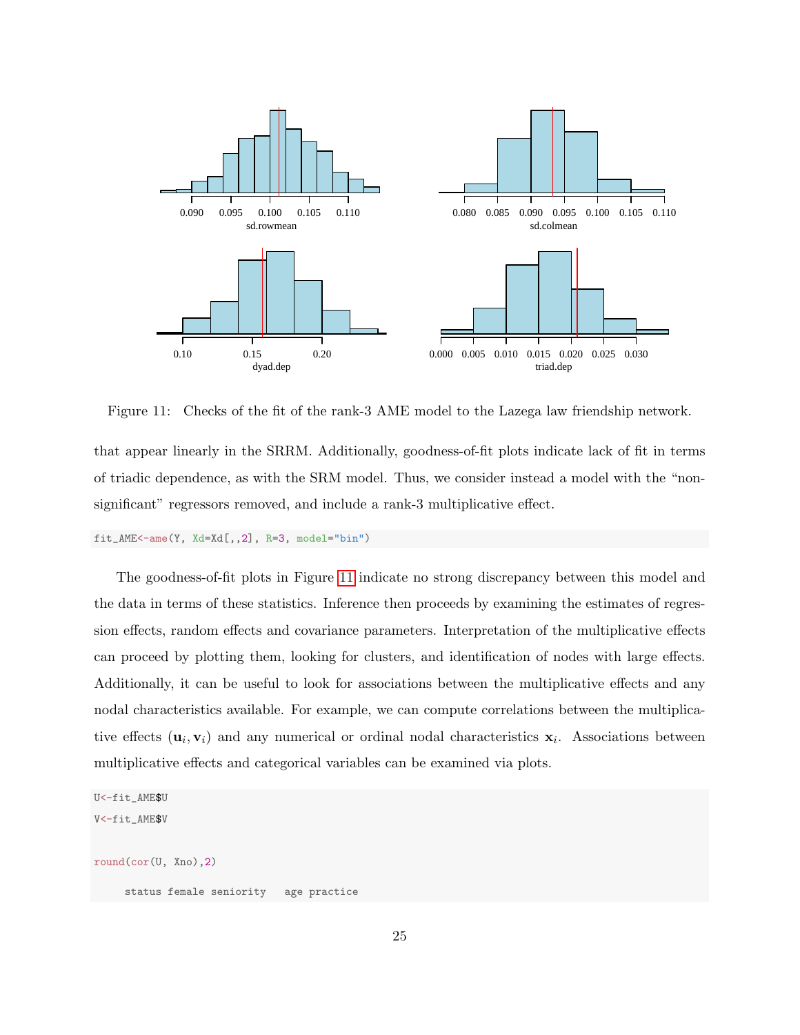Figure 11: Checks of the fit of the rank-3 AME model to the Lazega law friendship network.

that appear linearly in the SRRM. Additionally, goodness-of-fit plots indicate lack of fit in terms of triadic dependence, as with the SRM model. Thus, we consider instead a model with the "non-significant" regressors removed, and include a rank-3 multiplicative effect.

```
fit_AME<-ame(Y, Xd=Xd[,,2], R=3, model="bin")
```

The goodness-of-fit plots in Figure 11 indicate no strong discrepancy between this model and the data in terms of these statistics. Inference then proceeds by examining the estimates of regression effects, random effects and covariance parameters. Interpretation of the multiplicative effects can proceed by plotting them, looking for clusters, and identification of nodes with large effects. Additionally, it can be useful to look for associations between the multiplicative effects and any nodal characteristics available. For example, we can compute correlations between the multiplicative effects $(\mathbf{u}_i, \mathbf{v}_i)$ and any numerical or ordinal nodal characteristics $\mathbf{x}_i$. Associations between multiplicative effects and categorical variables can be examined via plots.

```
U<-fit_AME$U
V<-fit_AME$V

round(cor(U, Xno),2)

     status female seniority   age practice
```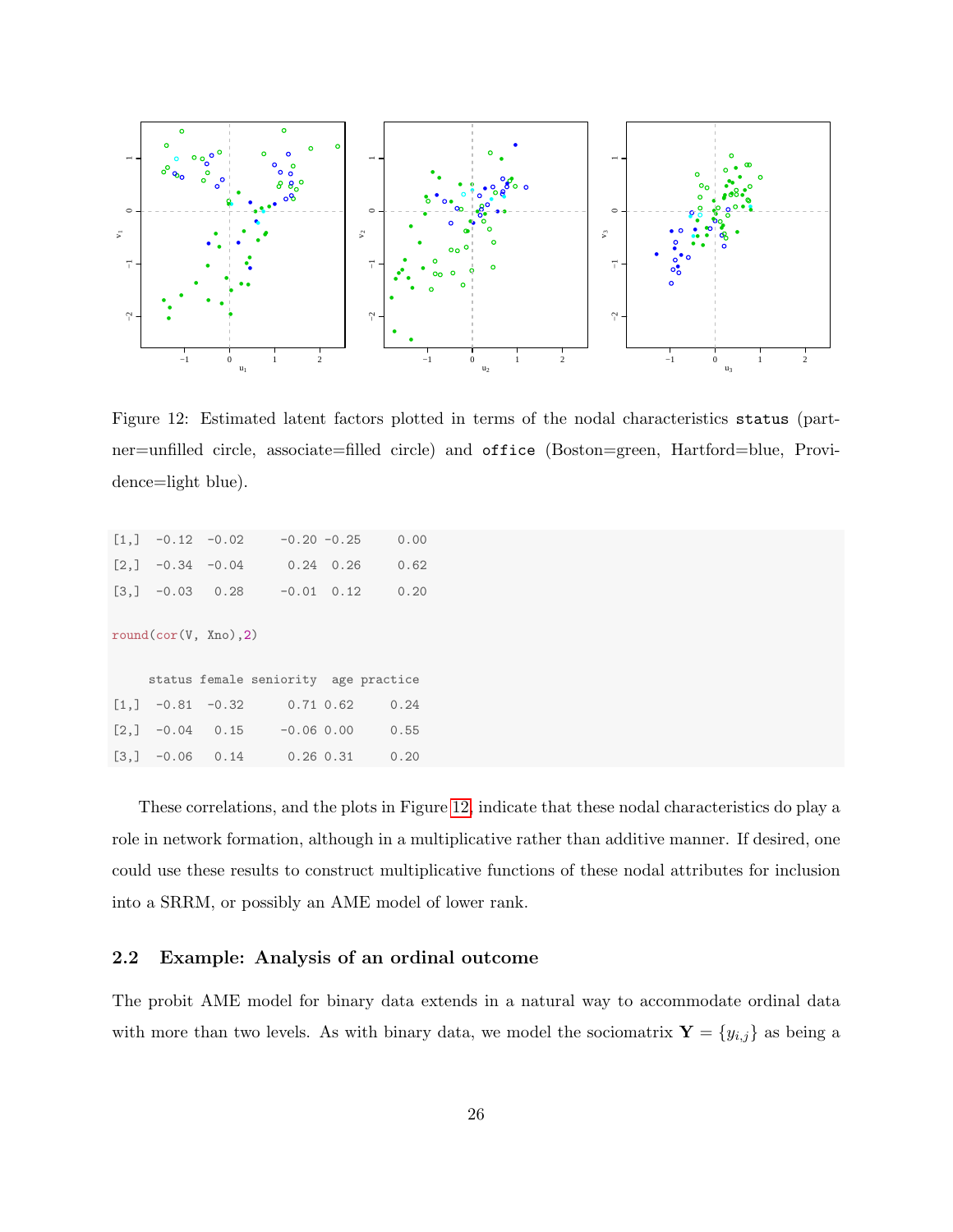Figure 12: Estimated latent factors plotted in terms of the nodal characteristics `status` (partner=unfilled circle, associate=filled circle) and `office` (Boston=green, Hartford=blue, Providence=light blue).

```
[1,]  -0.12  -0.02     -0.20 -0.25     0.00
[2,]  -0.34  -0.04      0.24  0.26     0.62
[3,]  -0.03   0.28     -0.01  0.12     0.20

round(cor(V, Xno),2)

     status female seniority  age practice
[1,]  -0.81  -0.32      0.71 0.62     0.24
[2,]  -0.04   0.15     -0.06 0.00     0.55
[3,]  -0.06   0.14      0.26 0.31     0.20
```

These correlations, and the plots in Figure 12, indicate that these nodal characteristics do play a role in network formation, although in a multiplicative rather than additive manner. If desired, one could use these results to construct multiplicative functions of these nodal attributes for inclusion into a SRRM, or possibly an AME model of lower rank.

## 2.2 Example: Analysis of an ordinal outcome

The probit AME model for binary data extends in a natural way to accommodate ordinal data with more than two levels. As with binary data, we model the sociomatrix $\mathbf{Y} = \{y_{i,j}\}$ as being a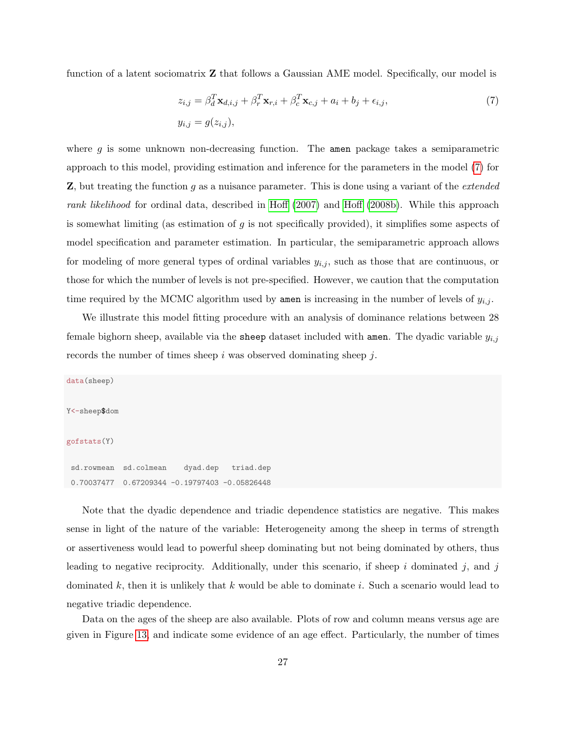function of a latent sociomatrix $\mathbf{Z}$ that follows a Gaussian AME model. Specifically, our model is

$$
\begin{aligned}
z_{i,j} &= \beta_d^T \mathbf{x}_{d,i,j} + \beta_r^T \mathbf{x}_{r,i} + \beta_c^T \mathbf{x}_{c,j} + a_i + b_j + \epsilon_{i,j}, \\
y_{i,j} &= g(z_{i,j}),
\end{aligned}
\tag{7}
$$

where $g$ is some unknown non-decreasing function. The `amen` package takes a semiparametric approach to this model, providing estimation and inference for the parameters in the model (7) for $\mathbf{Z}$, but treating the function $g$ as a nuisance parameter. This is done using a variant of the *extended rank likelihood* for ordinal data, described in Hoff (2007) and Hoff (2008b). While this approach is somewhat limiting (as estimation of $g$ is not specifically provided), it simplifies some aspects of model specification and parameter estimation. In particular, the semiparametric approach allows for modeling of more general types of ordinal variables $y_{i,j}$, such as those that are continuous, or those for which the number of levels is not pre-specified. However, we caution that the computation time required by the MCMC algorithm used by `amen` is increasing in the number of levels of $y_{i,j}$.

We illustrate this model fitting procedure with an analysis of dominance relations between 28 female bighorn sheep, available via the `sheep` dataset included with `amen`. The dyadic variable $y_{i,j}$ records the number of times sheep $i$ was observed dominating sheep $j$.

```
data(sheep)

Y<-sheep$dom

gofstats(Y)

 sd.rowmean  sd.colmean    dyad.dep   triad.dep
 0.70037477  0.67209344 -0.19797403 -0.05826448
```

Note that the dyadic dependence and triadic dependence statistics are negative. This makes sense in light of the nature of the variable: Heterogeneity among the sheep in terms of strength or assertiveness would lead to powerful sheep dominating but not being dominated by others, thus leading to negative reciprocity. Additionally, under this scenario, if sheep $i$ dominated $j$, and $j$ dominated $k$, then it is unlikely that $k$ would be able to dominate $i$. Such a scenario would lead to negative triadic dependence.

Data on the ages of the sheep are also available. Plots of row and column means versus age are given in Figure 13, and indicate some evidence of an age effect. Particularly, the number of times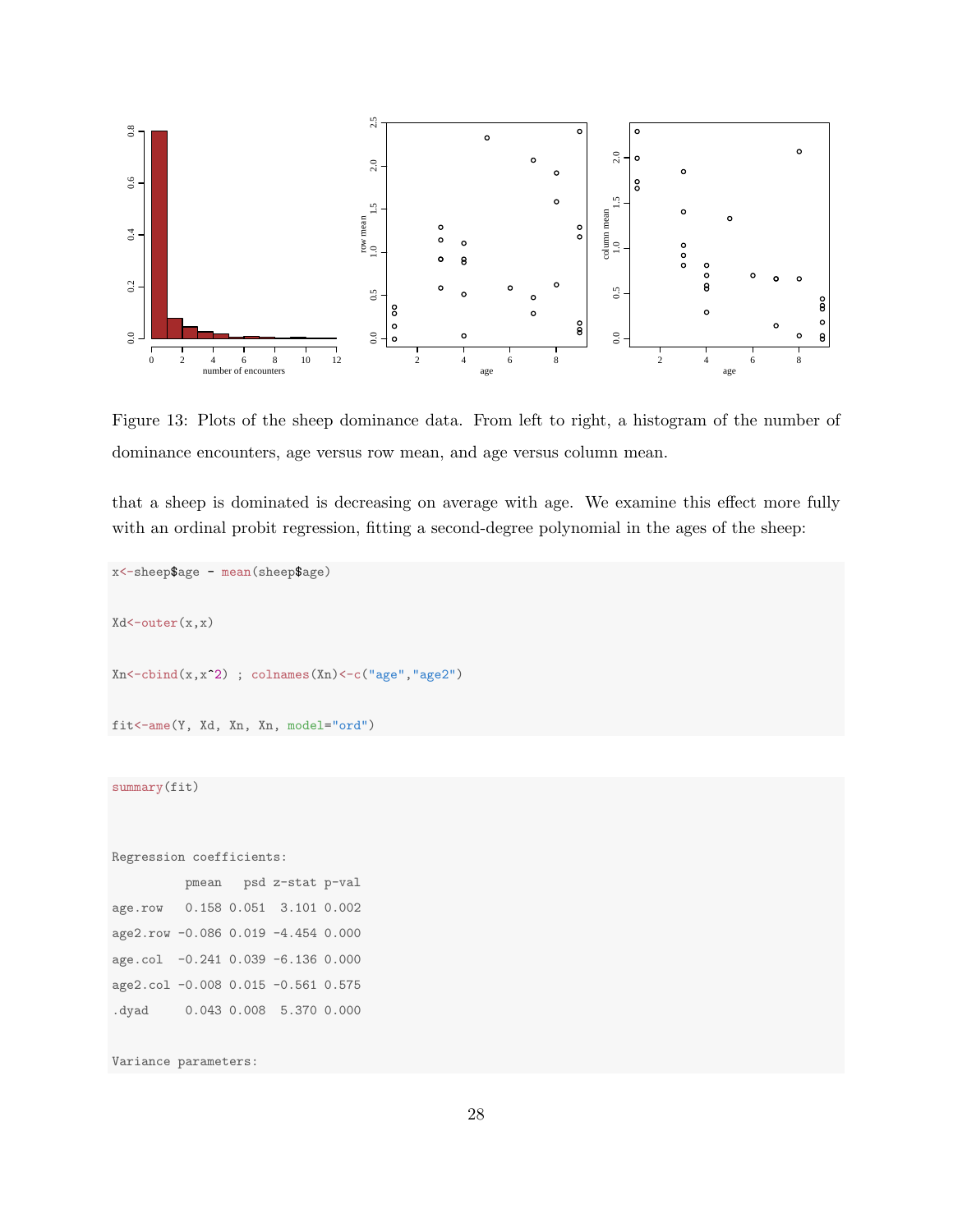Figure 13: Plots of the sheep dominance data. From left to right, a histogram of the number of dominance encounters, age versus row mean, and age versus column mean.

that a sheep is dominated is decreasing on average with age. We examine this effect more fully with an ordinal probit regression, fitting a second-degree polynomial in the ages of the sheep:

```
x<-sheep$age - mean(sheep$age)

Xd<-outer(x,x)

Xn<-cbind(x,x^2) ; colnames(Xn)<-c("age","age2")

fit<-ame(Y, Xd, Xn, Xn, model="ord")
```

```
summary(fit)


Regression coefficients:
          pmean   psd z-stat p-val
age.row   0.158 0.051  3.101 0.002
age2.row -0.086 0.019 -4.454 0.000
age.col  -0.241 0.039 -6.136 0.000
age2.col -0.008 0.015 -0.561 0.575
.dyad     0.043 0.008  5.370 0.000

Variance parameters:
```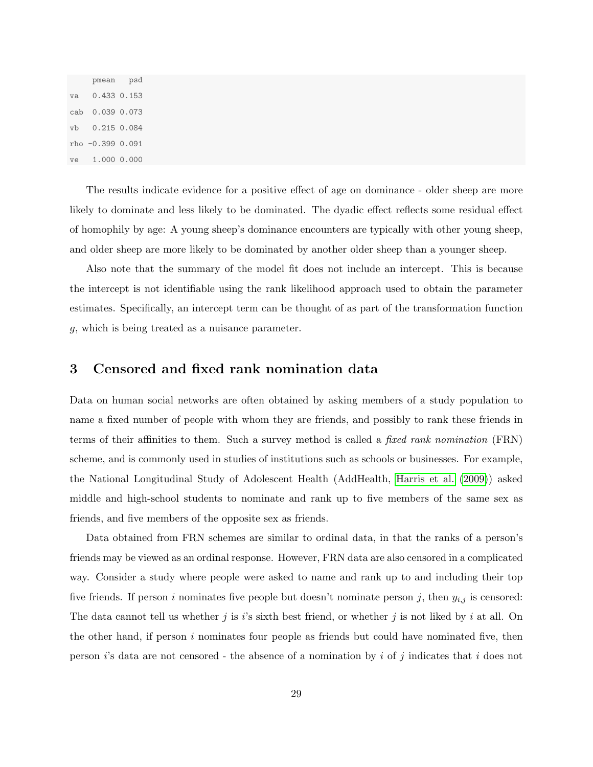```
     pmean   psd
va    0.433 0.153
cab   0.039 0.073
vb    0.215 0.084
rho -0.399 0.091
ve    1.000 0.000
```

The results indicate evidence for a positive effect of age on dominance - older sheep are more likely to dominate and less likely to be dominated. The dyadic effect reflects some residual effect of homophily by age: A young sheep's dominance encounters are typically with other young sheep, and older sheep are more likely to be dominated by another older sheep than a younger sheep.

Also note that the summary of the model fit does not include an intercept. This is because the intercept is not identifiable using the rank likelihood approach used to obtain the parameter estimates. Specifically, an intercept term can be thought of as part of the transformation function $g$, which is being treated as a nuisance parameter.

## 3 Censored and fixed rank nomination data

Data on human social networks are often obtained by asking members of a study population to name a fixed number of people with whom they are friends, and possibly to rank these friends in terms of their affinities to them. Such a survey method is called a *fixed rank nomination* (FRN) scheme, and is commonly used in studies of institutions such as schools or businesses. For example, the National Longitudinal Study of Adolescent Health (AddHealth, Harris et al. (2009)) asked middle and high-school students to nominate and rank up to five members of the same sex as friends, and five members of the opposite sex as friends.

Data obtained from FRN schemes are similar to ordinal data, in that the ranks of a person's friends may be viewed as an ordinal response. However, FRN data are also censored in a complicated way. Consider a study where people were asked to name and rank up to and including their top five friends. If person $i$ nominates five people but doesn't nominate person $j$, then $y_{i,j}$ is censored: The data cannot tell us whether $j$ is $i$'s sixth best friend, or whether $j$ is not liked by $i$ at all. On the other hand, if person $i$ nominates four people as friends but could have nominated five, then person $i$'s data are not censored - the absence of a nomination by $i$ of $j$ indicates that $i$ does not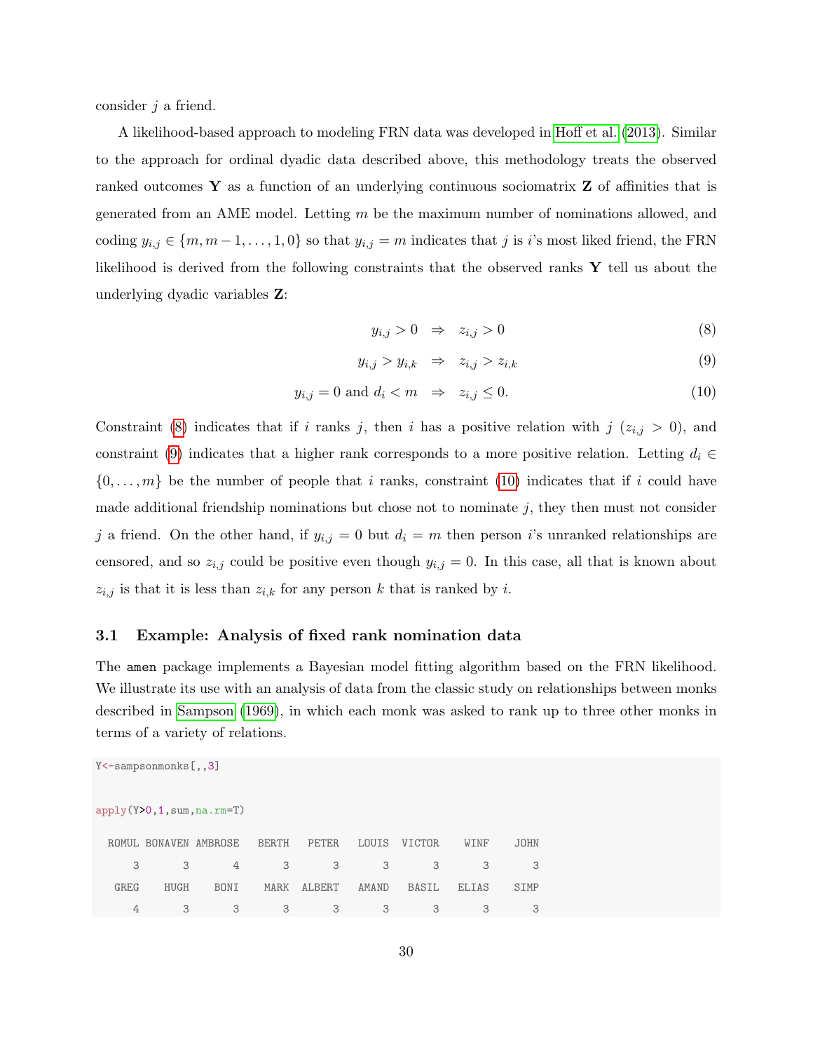consider $j$ a friend.

A likelihood-based approach to modeling FRN data was developed in Hoff et al. (2013). Similar to the approach for ordinal dyadic data described above, this methodology treats the observed ranked outcomes $\mathbf{Y}$ as a function of an underlying continuous sociomatrix $\mathbf{Z}$ of affinities that is generated from an AME model. Letting $m$ be the maximum number of nominations allowed, and coding $y_{i,j} \in \{m, m-1, \ldots, 1, 0\}$ so that $y_{i,j} = m$ indicates that $j$ is $i$'s most liked friend, the FRN likelihood is derived from the following constraints that the observed ranks $\mathbf{Y}$ tell us about the underlying dyadic variables $\mathbf{Z}$:

$$y_{i,j} > 0 \;\;\Rightarrow\;\; z_{i,j} > 0 \tag{8}$$

$$y_{i,j} > y_{i,k} \;\;\Rightarrow\;\; z_{i,j} > z_{i,k} \tag{9}$$

$$y_{i,j} = 0 \text{ and } d_i < m \;\;\Rightarrow\;\; z_{i,j} \leq 0. \tag{10}$$

Constraint (8) indicates that if $i$ ranks $j$, then $i$ has a positive relation with $j$ ($z_{i,j} > 0$), and constraint (9) indicates that a higher rank corresponds to a more positive relation. Letting $d_i \in \{0, \ldots, m\}$ be the number of people that $i$ ranks, constraint (10) indicates that if $i$ could have made additional friendship nominations but chose not to nominate $j$, they then must not consider $j$ a friend. On the other hand, if $y_{i,j} = 0$ but $d_i = m$ then person $i$'s unranked relationships are censored, and so $z_{i,j}$ could be positive even though $y_{i,j} = 0$. In this case, all that is known about $z_{i,j}$ is that it is less than $z_{i,k}$ for any person $k$ that is ranked by $i$.

### 3.1 Example: Analysis of fixed rank nomination data

The `amen` package implements a Bayesian model fitting algorithm based on the FRN likelihood. We illustrate its use with an analysis of data from the classic study on relationships between monks described in Sampson (1969), in which each monk was asked to rank up to three other monks in terms of a variety of relations.

```
Y<-sampsonmonks[,,3]

apply(Y>0,1,sum,na.rm=T)

  ROMUL BONAVEN AMBROSE   BERTH   PETER   LOUIS  VICTOR    WINF    JOHN
      3       3       4       3       3       3       3       3       3
   GREG    HUGH    BONI    MARK  ALBERT   AMAND   BASIL   ELIAS    SIMP
      4       3       3       3       3       3       3       3       3
```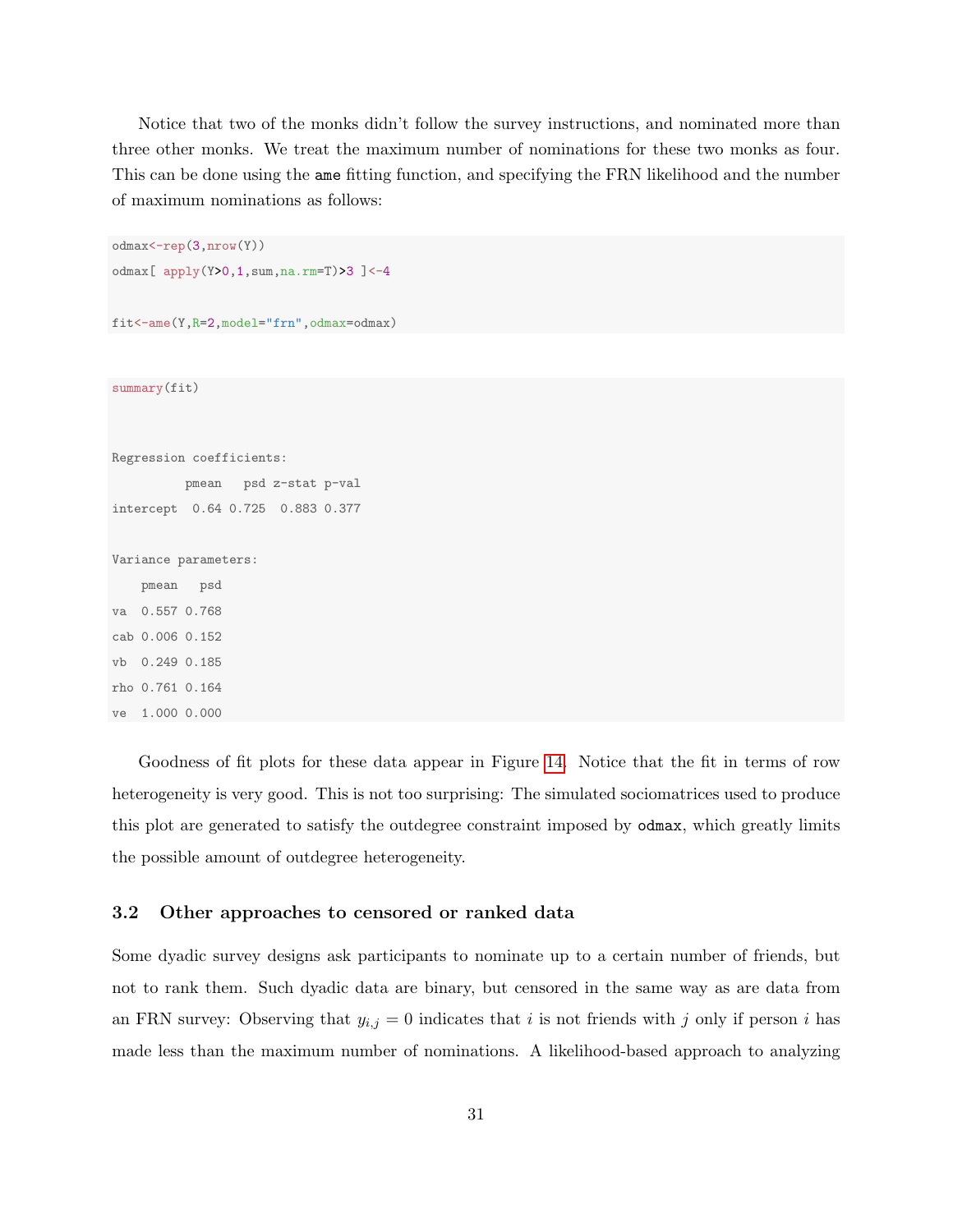Notice that two of the monks didn't follow the survey instructions, and nominated more than three other monks. We treat the maximum number of nominations for these two monks as four. This can be done using the `ame` fitting function, and specifying the FRN likelihood and the number of maximum nominations as follows:

```
odmax<-rep(3,nrow(Y))
odmax[ apply(Y>0,1,sum,na.rm=T)>3 ]<-4

fit<-ame(Y,R=2,model="frn",odmax=odmax)
```

```
summary(fit)


Regression coefficients:
          pmean   psd z-stat p-val
intercept  0.64 0.725  0.883 0.377

Variance parameters:
    pmean   psd
va  0.557 0.768
cab 0.006 0.152
vb  0.249 0.185
rho 0.761 0.164
ve  1.000 0.000
```

Goodness of fit plots for these data appear in Figure 14. Notice that the fit in terms of row heterogeneity is very good. This is not too surprising: The simulated sociomatrices used to produce this plot are generated to satisfy the outdegree constraint imposed by `odmax`, which greatly limits the possible amount of outdegree heterogeneity.

### 3.2 Other approaches to censored or ranked data

Some dyadic survey designs ask participants to nominate up to a certain number of friends, but not to rank them. Such dyadic data are binary, but censored in the same way as are data from an FRN survey: Observing that $y_{i,j} = 0$ indicates that $i$ is not friends with $j$ only if person $i$ has made less than the maximum number of nominations. A likelihood-based approach to analyzing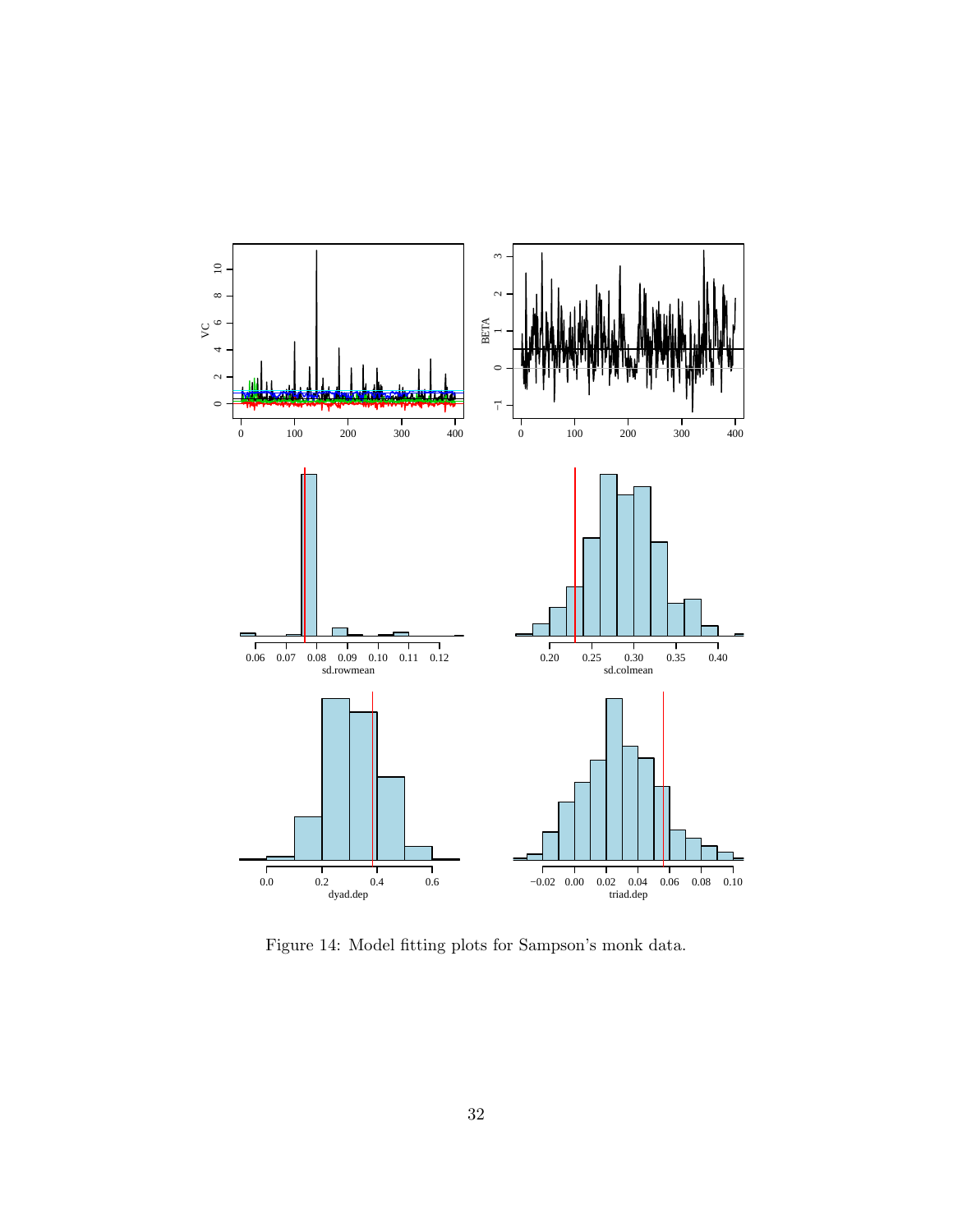Figure 14: Model fitting plots for Sampson's monk data.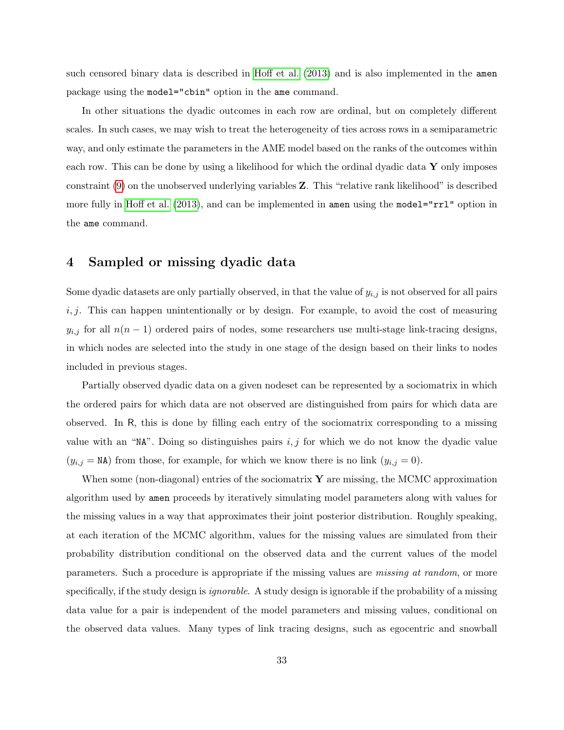such censored binary data is described in Hoff et al. (2013) and is also implemented in the `amen` package using the `model="cbin"` option in the `ame` command.

In other situations the dyadic outcomes in each row are ordinal, but on completely different scales. In such cases, we may wish to treat the heterogeneity of ties across rows in a semiparametric way, and only estimate the parameters in the AME model based on the ranks of the outcomes within each row. This can be done by using a likelihood for which the ordinal dyadic data $\mathbf{Y}$ only imposes constraint (9) on the unobserved underlying variables $\mathbf{Z}$. This "relative rank likelihood" is described more fully in Hoff et al. (2013), and can be implemented in `amen` using the `model="rrl"` option in the `ame` command.

# 4 Sampled or missing dyadic data

Some dyadic datasets are only partially observed, in that the value of $y_{i,j}$ is not observed for all pairs $i, j$. This can happen unintentionally or by design. For example, to avoid the cost of measuring $y_{i,j}$ for all $n(n-1)$ ordered pairs of nodes, some researchers use multi-stage link-tracing designs, in which nodes are selected into the study in one stage of the design based on their links to nodes included in previous stages.

Partially observed dyadic data on a given nodeset can be represented by a sociomatrix in which the ordered pairs for which data are not observed are distinguished from pairs for which data are observed. In R, this is done by filling each entry of the sociomatrix corresponding to a missing value with an "`NA`". Doing so distinguishes pairs $i, j$ for which we do not know the dyadic value ($y_{i,j} = \texttt{NA}$) from those, for example, for which we know there is no link ($y_{i,j} = 0$).

When some (non-diagonal) entries of the sociomatrix $\mathbf{Y}$ are missing, the MCMC approximation algorithm used by `amen` proceeds by iteratively simulating model parameters along with values for the missing values in a way that approximates their joint posterior distribution. Roughly speaking, at each iteration of the MCMC algorithm, values for the missing values are simulated from their probability distribution conditional on the observed data and the current values of the model parameters. Such a procedure is appropriate if the missing values are *missing at random*, or more specifically, if the study design is *ignorable*. A study design is ignorable if the probability of a missing data value for a pair is independent of the model parameters and missing values, conditional on the observed data values. Many types of link tracing designs, such as egocentric and snowball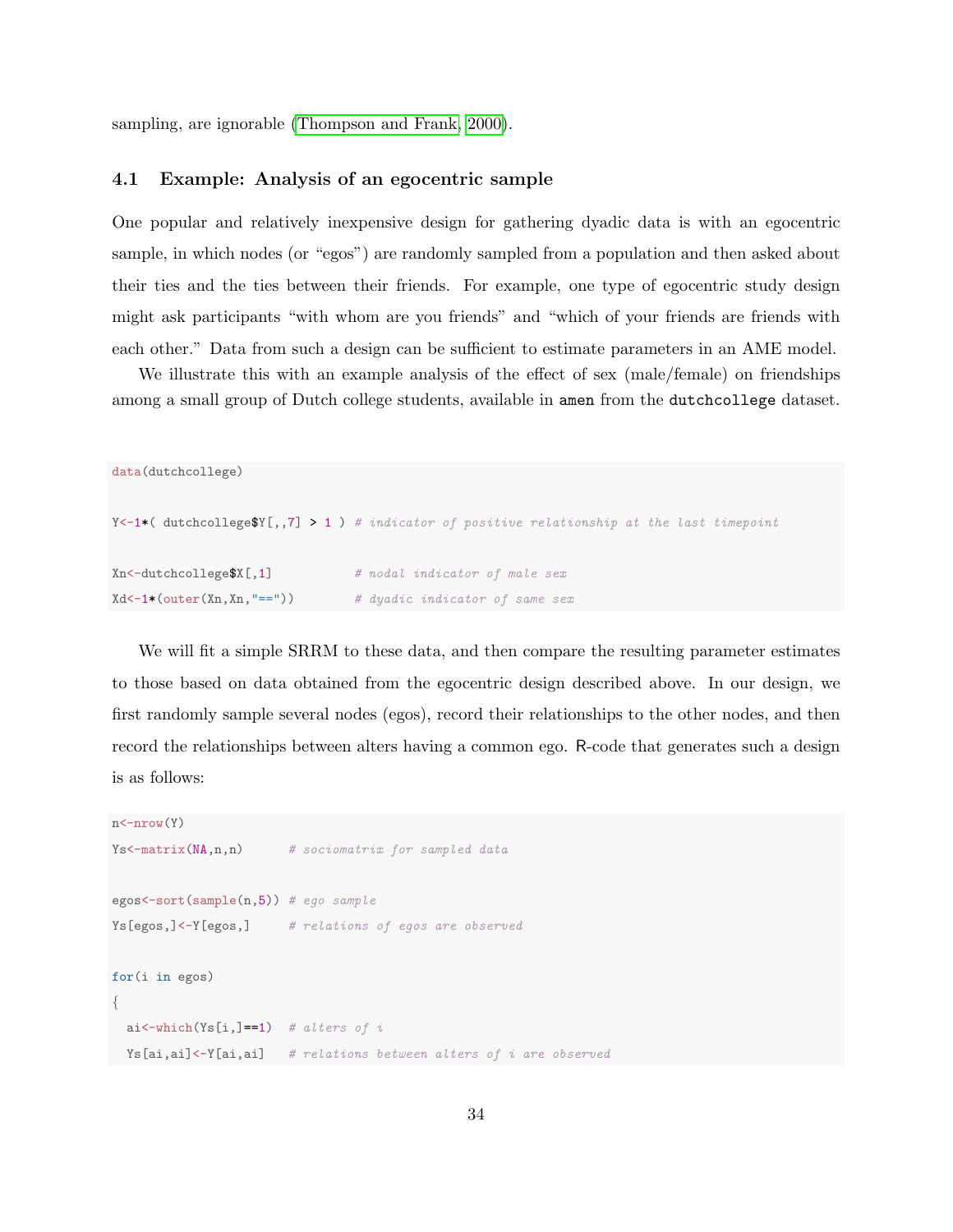sampling, are ignorable (Thompson and Frank, 2000).

### 4.1 Example: Analysis of an egocentric sample

One popular and relatively inexpensive design for gathering dyadic data is with an egocentric sample, in which nodes (or "egos") are randomly sampled from a population and then asked about their ties and the ties between their friends. For example, one type of egocentric study design might ask participants "with whom are you friends" and "which of your friends are friends with each other." Data from such a design can be sufficient to estimate parameters in an AME model.

We illustrate this with an example analysis of the effect of sex (male/female) on friendships among a small group of Dutch college students, available in `amen` from the `dutchcollege` dataset.

```
data(dutchcollege)

Y<-1*( dutchcollege$Y[,,7] > 1 ) # indicator of positive relationship at the last timepoint

Xn<-dutchcollege$X[,1]           # nodal indicator of male sex
Xd<-1*(outer(Xn,Xn,"=="))        # dyadic indicator of same sex
```

We will fit a simple SRRM to these data, and then compare the resulting parameter estimates to those based on data obtained from the egocentric design described above. In our design, we first randomly sample several nodes (egos), record their relationships to the other nodes, and then record the relationships between alters having a common ego. R-code that generates such a design is as follows:

```
n<-nrow(Y)
Ys<-matrix(NA,n,n)      # sociomatrix for sampled data

egos<-sort(sample(n,5)) # ego sample
Ys[egos,]<-Y[egos,]     # relations of egos are observed

for(i in egos)
{
  ai<-which(Ys[i,]==1)  # alters of i
  Ys[ai,ai]<-Y[ai,ai]   # relations between alters of i are observed
```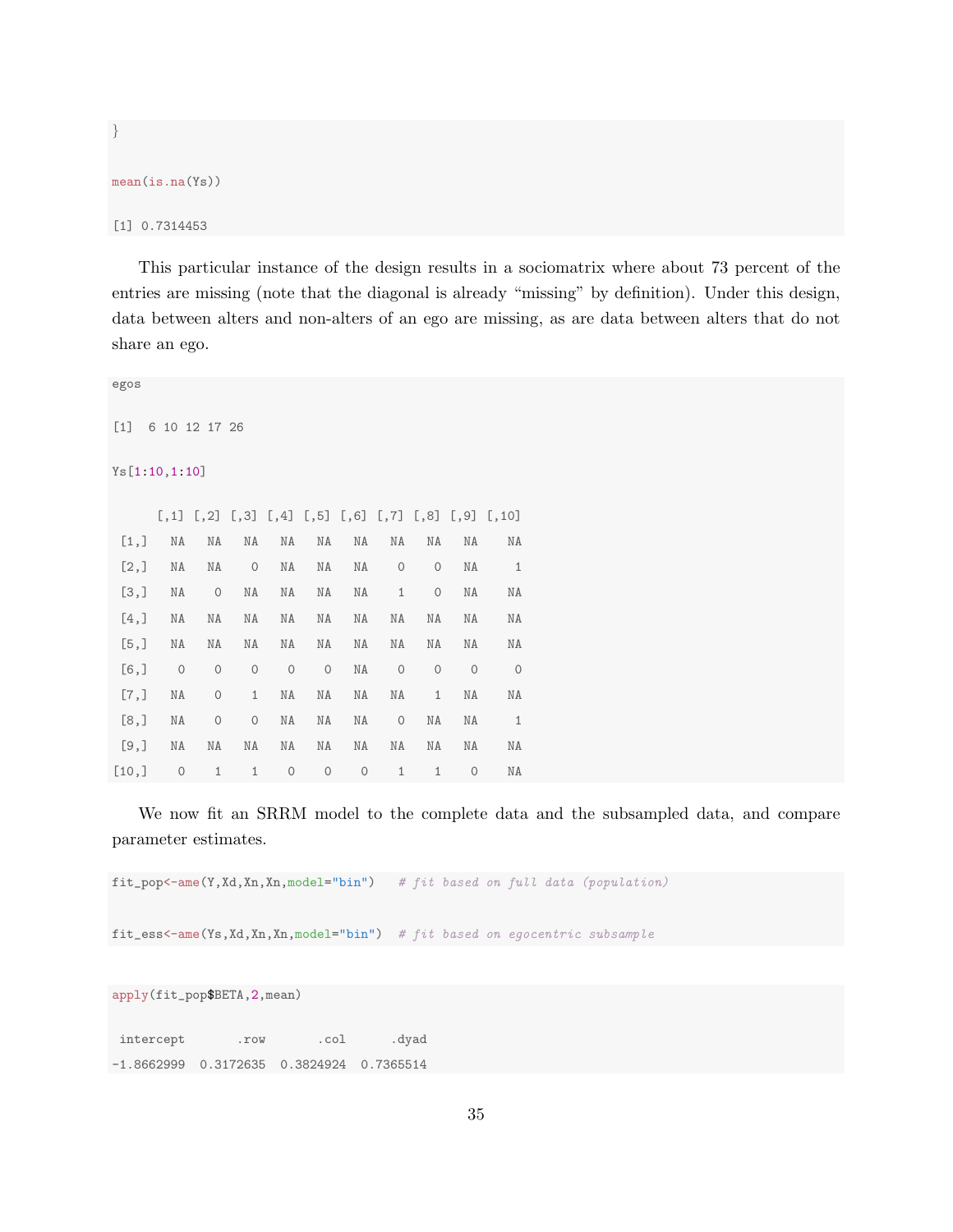```
}
```

```
mean(is.na(Ys))
```

```
[1] 0.7314453
```

This particular instance of the design results in a sociomatrix where about 73 percent of the entries are missing (note that the diagonal is already "missing" by definition). Under this design, data between alters and non-alters of an ego are missing, as are data between alters that do not share an ego.

```
egos
```

```
[1]  6 10 12 17 26
```

```
Ys[1:10,1:10]
```

```
      [,1] [,2] [,3] [,4] [,5] [,6] [,7] [,8] [,9] [,10]
 [1,]   NA   NA   NA   NA   NA   NA   NA   NA   NA    NA
 [2,]   NA   NA    0   NA   NA   NA    0    0   NA     1
 [3,]   NA    0   NA   NA   NA   NA    1    0   NA    NA
 [4,]   NA   NA   NA   NA   NA   NA   NA   NA   NA    NA
 [5,]   NA   NA   NA   NA   NA   NA   NA   NA   NA    NA
 [6,]    0    0    0    0    0   NA    0    0    0     0
 [7,]   NA    0    1   NA   NA   NA   NA    1   NA    NA
 [8,]   NA    0    0   NA   NA   NA    0   NA   NA     1
 [9,]   NA   NA   NA   NA   NA   NA   NA   NA   NA    NA
[10,]    0    1    1    0    0    0    1    1    0    NA
```

We now fit an SRRM model to the complete data and the subsampled data, and compare parameter estimates.

```
fit_pop<-ame(Y,Xd,Xn,Xn,model="bin")   # fit based on full data (population)

fit_ess<-ame(Ys,Xd,Xn,Xn,model="bin")  # fit based on egocentric subsample
```

```
apply(fit_pop$BETA,2,mean)

 intercept       .row       .col      .dyad
-1.8662999  0.3172635  0.3824924  0.7365514
```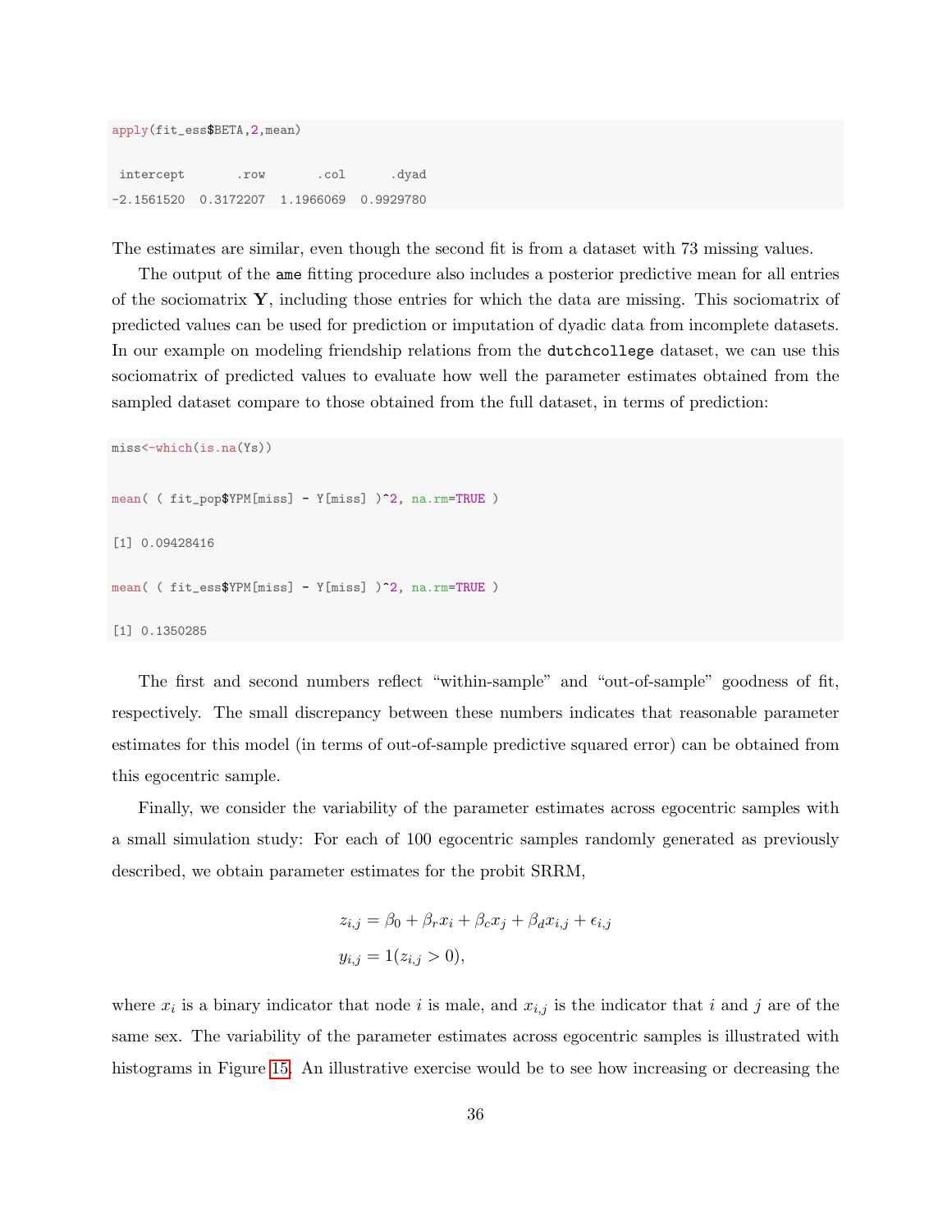```
apply(fit_ess$BETA,2,mean)

 intercept       .row       .col      .dyad 
-2.1561520  0.3172207  1.1966069  0.9929780 
```

The estimates are similar, even though the second fit is from a dataset with 73 missing values.

The output of the `ame` fitting procedure also includes a posterior predictive mean for all entries of the sociomatrix $\mathbf{Y}$, including those entries for which the data are missing. This sociomatrix of predicted values can be used for prediction or imputation of dyadic data from incomplete datasets. In our example on modeling friendship relations from the `dutchcollege` dataset, we can use this sociomatrix of predicted values to evaluate how well the parameter estimates obtained from the sampled dataset compare to those obtained from the full dataset, in terms of prediction:

```
miss<-which(is.na(Ys))

mean( ( fit_pop$YPM[miss] - Y[miss] )^2, na.rm=TRUE )

[1] 0.09428416

mean( ( fit_ess$YPM[miss] - Y[miss] )^2, na.rm=TRUE )

[1] 0.1350285
```

The first and second numbers reflect "within-sample" and "out-of-sample" goodness of fit, respectively. The small discrepancy between these numbers indicates that reasonable parameter estimates for this model (in terms of out-of-sample predictive squared error) can be obtained from this egocentric sample.

Finally, we consider the variability of the parameter estimates across egocentric samples with a small simulation study: For each of 100 egocentric samples randomly generated as previously described, we obtain parameter estimates for the probit SRRM,

$$
\begin{aligned}
z_{i,j} &= \beta_0 + \beta_r x_i + \beta_c x_j + \beta_d x_{i,j} + \epsilon_{i,j} \\
y_{i,j} &= 1(z_{i,j} > 0),
\end{aligned}
$$

where $x_i$ is a binary indicator that node $i$ is male, and $x_{i,j}$ is the indicator that $i$ and $j$ are of the same sex. The variability of the parameter estimates across egocentric samples is illustrated with histograms in Figure 15. An illustrative exercise would be to see how increasing or decreasing the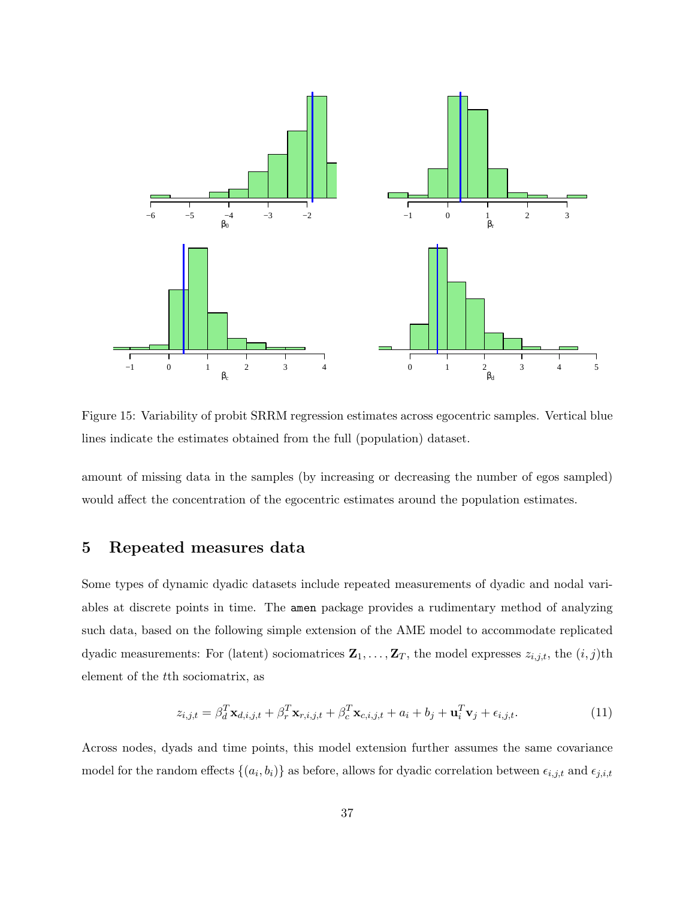Figure 15: Variability of probit SRRM regression estimates across egocentric samples. Vertical blue lines indicate the estimates obtained from the full (population) dataset.

amount of missing data in the samples (by increasing or decreasing the number of egos sampled) would affect the concentration of the egocentric estimates around the population estimates.

## 5 Repeated measures data

Some types of dynamic dyadic datasets include repeated measurements of dyadic and nodal variables at discrete points in time. The `amen` package provides a rudimentary method of analyzing such data, based on the following simple extension of the AME model to accommodate replicated dyadic measurements: For (latent) sociomatrices $\mathbf{Z}_1, \ldots, \mathbf{Z}_T$, the model expresses $z_{i,j,t}$, the $(i,j)$th element of the $t$th sociomatrix, as

$$z_{i,j,t} = \beta_d^T \mathbf{x}_{d,i,j,t} + \beta_r^T \mathbf{x}_{r,i,j,t} + \beta_c^T \mathbf{x}_{c,i,j,t} + a_i + b_j + \mathbf{u}_i^T \mathbf{v}_j + \epsilon_{i,j,t}. \tag{11}$$

Across nodes, dyads and time points, this model extension further assumes the same covariance model for the random effects $\{(a_i, b_i)\}$ as before, allows for dyadic correlation between $\epsilon_{i,j,t}$ and $\epsilon_{j,i,t}$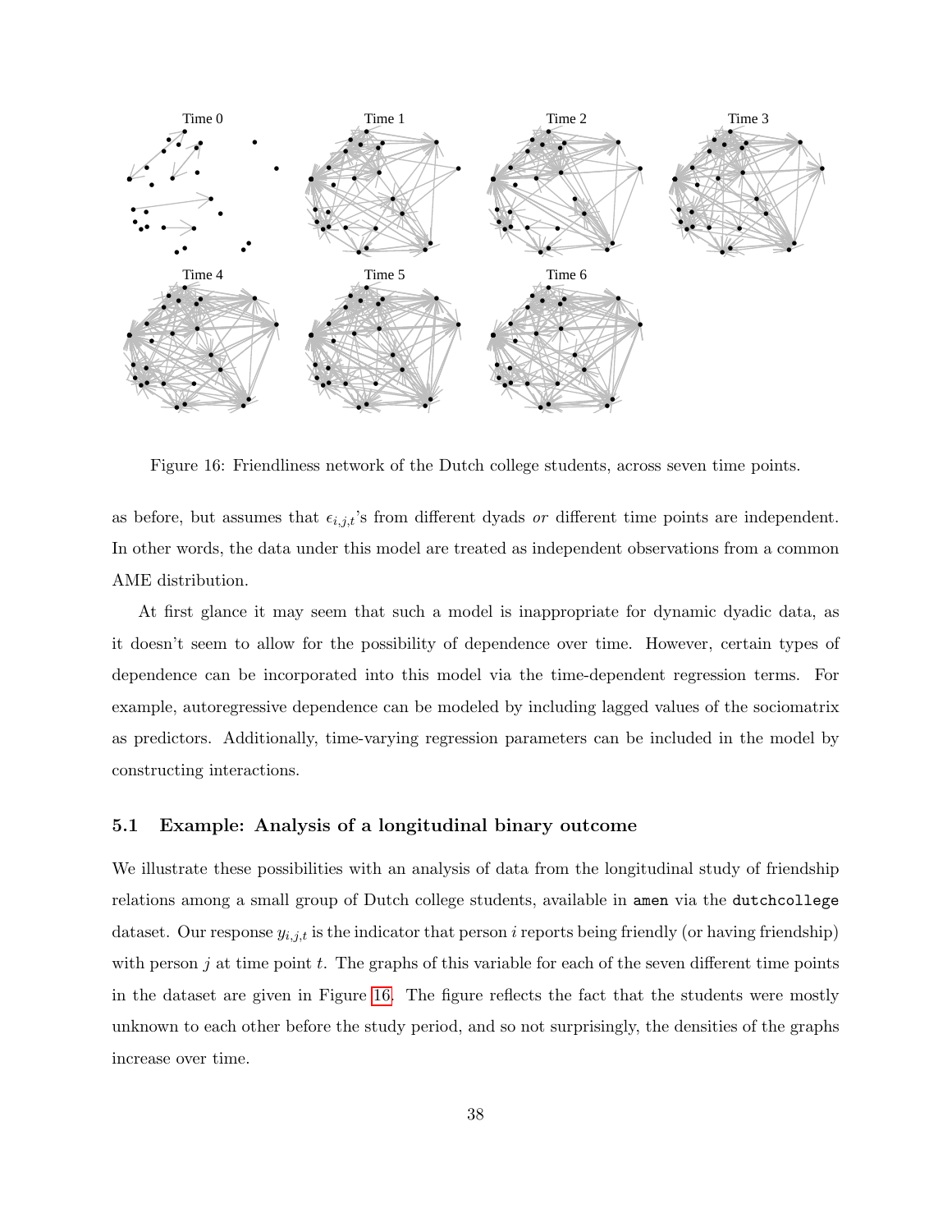Figure 16: Friendliness network of the Dutch college students, across seven time points.

as before, but assumes that $\epsilon_{i,j,t}$'s from different dyads *or* different time points are independent. In other words, the data under this model are treated as independent observations from a common AME distribution.

At first glance it may seem that such a model is inappropriate for dynamic dyadic data, as it doesn't seem to allow for the possibility of dependence over time. However, certain types of dependence can be incorporated into this model via the time-dependent regression terms. For example, autoregressive dependence can be modeled by including lagged values of the sociomatrix as predictors. Additionally, time-varying regression parameters can be included in the model by constructing interactions.

### 5.1 Example: Analysis of a longitudinal binary outcome

We illustrate these possibilities with an analysis of data from the longitudinal study of friendship relations among a small group of Dutch college students, available in `amen` via the `dutchcollege` dataset. Our response $y_{i,j,t}$ is the indicator that person $i$ reports being friendly (or having friendship) with person $j$ at time point $t$. The graphs of this variable for each of the seven different time points in the dataset are given in Figure 16. The figure reflects the fact that the students were mostly unknown to each other before the study period, and so not surprisingly, the densities of the graphs increase over time.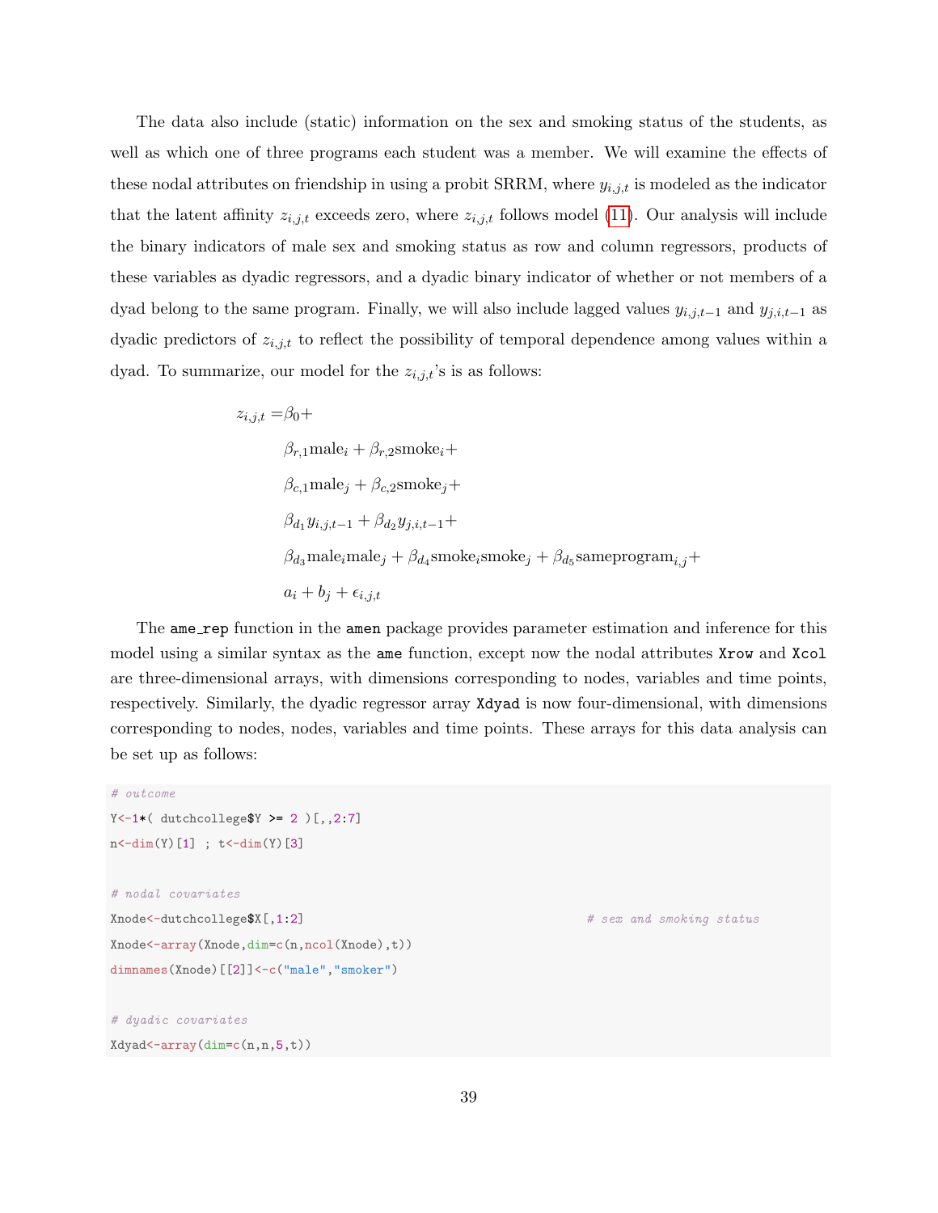The data also include (static) information on the sex and smoking status of the students, as well as which one of three programs each student was a member. We will examine the effects of these nodal attributes on friendship in using a probit SRRM, where $y_{i,j,t}$ is modeled as the indicator that the latent affinity $z_{i,j,t}$ exceeds zero, where $z_{i,j,t}$ follows model (11). Our analysis will include the binary indicators of male sex and smoking status as row and column regressors, products of these variables as dyadic regressors, and a dyadic binary indicator of whether or not members of a dyad belong to the same program. Finally, we will also include lagged values $y_{i,j,t-1}$ and $y_{j,i,t-1}$ as dyadic predictors of $z_{i,j,t}$ to reflect the possibility of temporal dependence among values within a dyad. To summarize, our model for the $z_{i,j,t}$'s is as follows:

$$
\begin{aligned}
z_{i,j,t} = & \beta_0 + \\
& \beta_{r,1}\text{male}_i + \beta_{r,2}\text{smoke}_i + \\
& \beta_{c,1}\text{male}_j + \beta_{c,2}\text{smoke}_j + \\
& \beta_{d_1} y_{i,j,t-1} + \beta_{d_2} y_{j,i,t-1} + \\
& \beta_{d_3}\text{male}_i\text{male}_j + \beta_{d_4}\text{smoke}_i\text{smoke}_j + \beta_{d_5}\text{sameprogram}_{i,j} + \\
& a_i + b_j + \epsilon_{i,j,t}
\end{aligned}
$$

The `ame_rep` function in the `amen` package provides parameter estimation and inference for this model using a similar syntax as the `ame` function, except now the nodal attributes `Xrow` and `Xcol` are three-dimensional arrays, with dimensions corresponding to nodes, variables and time points, respectively. Similarly, the dyadic regressor array `Xdyad` is now four-dimensional, with dimensions corresponding to nodes, nodes, variables and time points. These arrays for this data analysis can be set up as follows:

```
# outcome
Y<-1*( dutchcollege$Y >= 2 )[,,2:7]
n<-dim(Y)[1] ; t<-dim(Y)[3]

# nodal covariates
Xnode<-dutchcollege$X[,1:2]                                    # sex and smoking status
Xnode<-array(Xnode,dim=c(n,ncol(Xnode),t))
dimnames(Xnode)[[2]]<-c("male","smoker")

# dyadic covariates
Xdyad<-array(dim=c(n,n,5,t))
```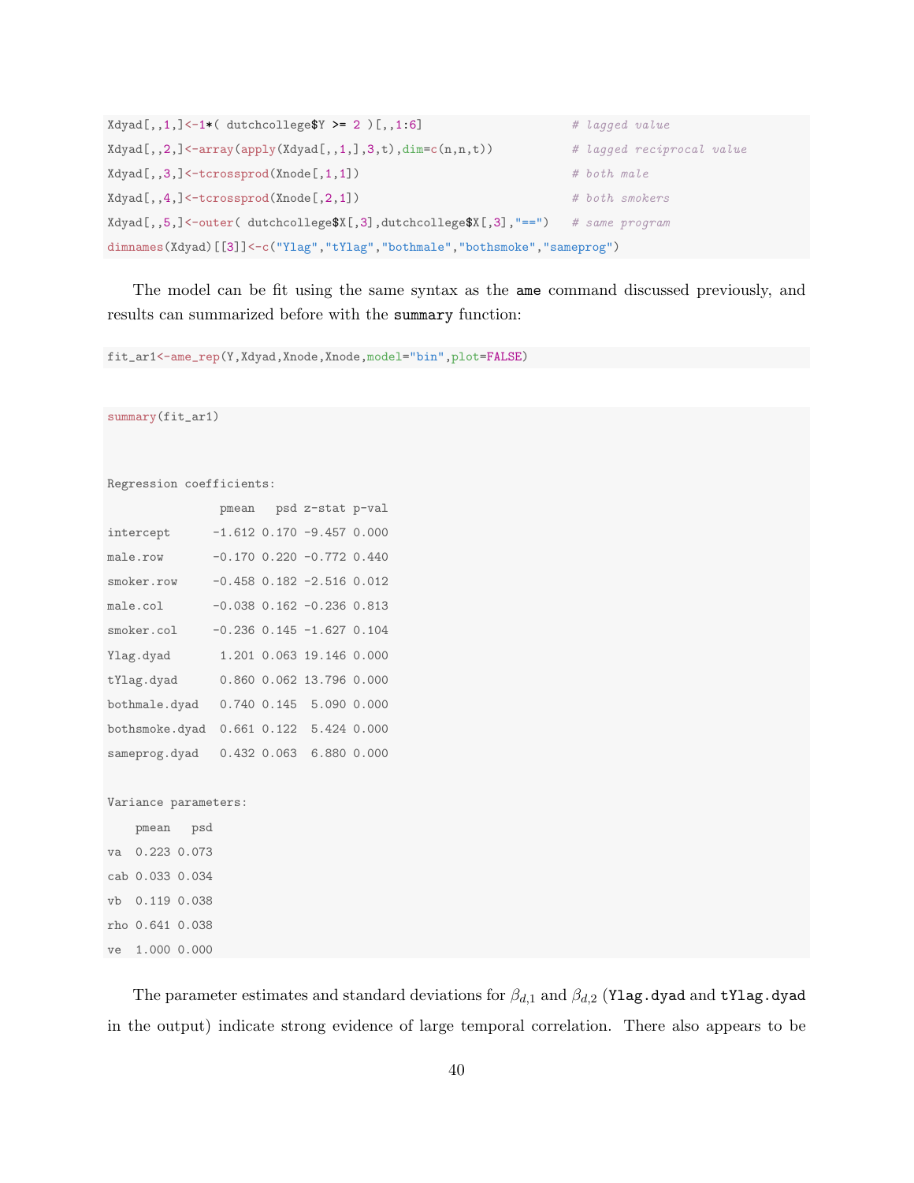```
Xdyad[,,1,]<-1*( dutchcollege$Y >= 2 )[,,1:6]                      # lagged value
Xdyad[,,2,]<-array(apply(Xdyad[,,1,],3,t),dim=c(n,n,t))            # lagged reciprocal value
Xdyad[,,3,]<-tcrossprod(Xnode[,1,1])                               # both male
Xdyad[,,4,]<-tcrossprod(Xnode[,2,1])                               # both smokers
Xdyad[,,5,]<-outer( dutchcollege$X[,3],dutchcollege$X[,3],"==")   # same program
dimnames(Xdyad)[[3]]<-c("Ylag","tYlag","bothmale","bothsmoke","sameprog")
```

The model can be fit using the same syntax as the `ame` command discussed previously, and results can summarized before with the `summary` function:

```
fit_ar1<-ame_rep(Y,Xdyad,Xnode,Xnode,model="bin",plot=FALSE)
```

```
summary(fit_ar1)


Regression coefficients:
                pmean   psd z-stat p-val
intercept      -1.612 0.170 -9.457 0.000
male.row       -0.170 0.220 -0.772 0.440
smoker.row     -0.458 0.182 -2.516 0.012
male.col       -0.038 0.162 -0.236 0.813
smoker.col     -0.236 0.145 -1.627 0.104
Ylag.dyad       1.201 0.063 19.146 0.000
tYlag.dyad      0.860 0.062 13.796 0.000
bothmale.dyad   0.740 0.145  5.090 0.000
bothsmoke.dyad  0.661 0.122  5.424 0.000
sameprog.dyad   0.432 0.063  6.880 0.000

Variance parameters:
    pmean   psd
va  0.223 0.073
cab 0.033 0.034
vb  0.119 0.038
rho 0.641 0.038
ve  1.000 0.000
```

The parameter estimates and standard deviations for $\beta_{d,1}$ and $\beta_{d,2}$ (`Ylag.dyad` and `tYlag.dyad` in the output) indicate strong evidence of large temporal correlation. There also appears to be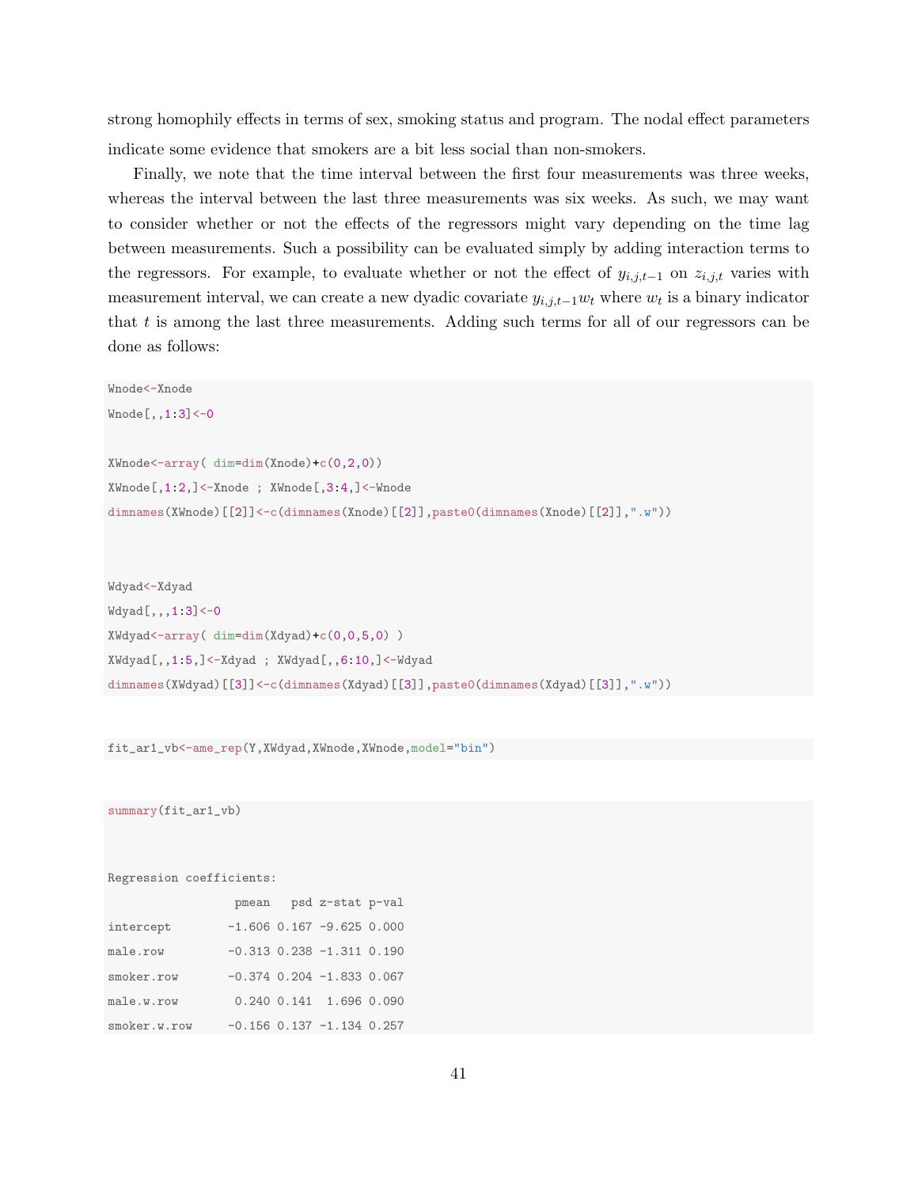strong homophily effects in terms of sex, smoking status and program. The nodal effect parameters indicate some evidence that smokers are a bit less social than non-smokers.

Finally, we note that the time interval between the first four measurements was three weeks, whereas the interval between the last three measurements was six weeks. As such, we may want to consider whether or not the effects of the regressors might vary depending on the time lag between measurements. Such a possibility can be evaluated simply by adding interaction terms to the regressors. For example, to evaluate whether or not the effect of $y_{i,j,t-1}$ on $z_{i,j,t}$ varies with measurement interval, we can create a new dyadic covariate $y_{i,j,t-1}w_t$ where $w_t$ is a binary indicator that $t$ is among the last three measurements. Adding such terms for all of our regressors can be done as follows:

```
Wnode<-Xnode
Wnode[,,1:3]<-0

XWnode<-array( dim=dim(Xnode)+c(0,2,0))
XWnode[,1:2,]<-Xnode ; XWnode[,3:4,]<-Wnode
dimnames(XWnode)[[2]]<-c(dimnames(Xnode)[[2]],paste0(dimnames(Xnode)[[2]],".w"))



Wdyad<-Xdyad
Wdyad[,,,1:3]<-0
XWdyad<-array( dim=dim(Xdyad)+c(0,0,5,0) )
XWdyad[,,1:5,]<-Xdyad ; XWdyad[,,6:10,]<-Wdyad
dimnames(XWdyad)[[3]]<-c(dimnames(Xdyad)[[3]],paste0(dimnames(Xdyad)[[3]],".w"))
```

```
fit_ar1_vb<-ame_rep(Y,XWdyad,XWnode,XWnode,model="bin")
```

```
summary(fit_ar1_vb)



Regression coefficients:
                 pmean   psd z-stat p-val
intercept       -1.606 0.167 -9.625 0.000
male.row        -0.313 0.238 -1.311 0.190
smoker.row      -0.374 0.204 -1.833 0.067
male.w.row       0.240 0.141  1.696 0.090
smoker.w.row    -0.156 0.137 -1.134 0.257
```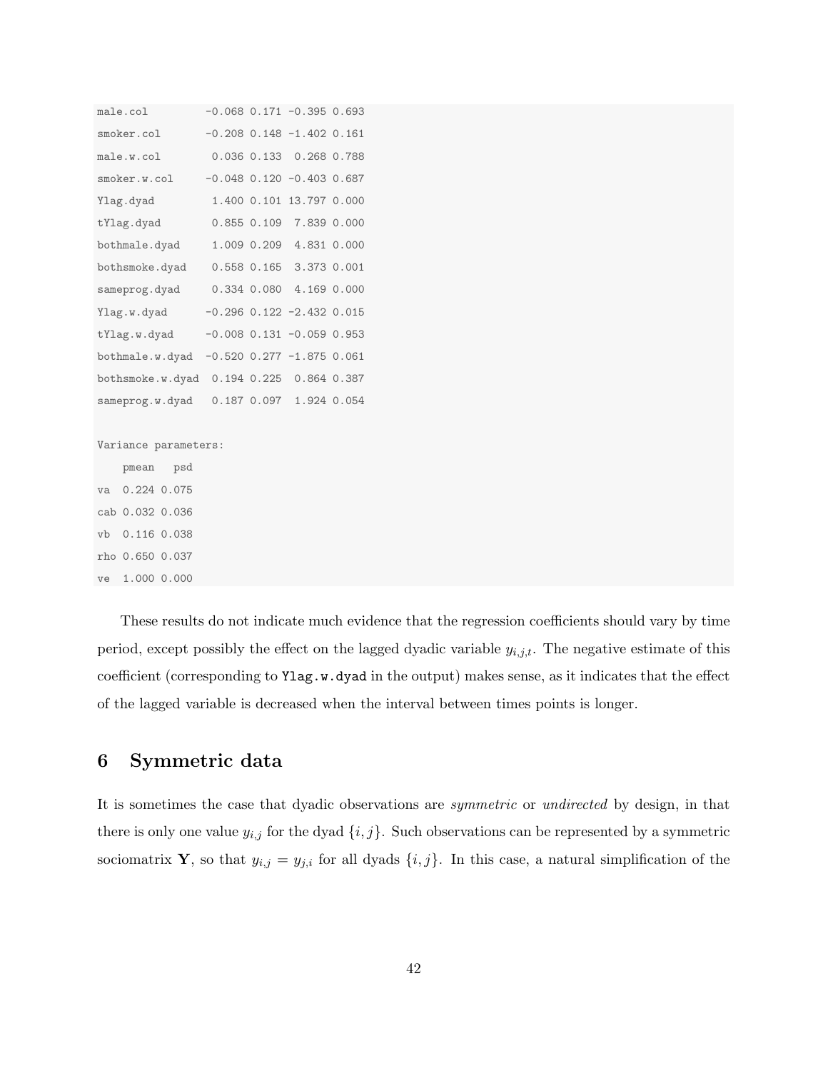```
male.col         -0.068 0.171 -0.395 0.693
smoker.col       -0.208 0.148 -1.402 0.161
male.w.col        0.036 0.133  0.268 0.788
smoker.w.col     -0.048 0.120 -0.403 0.687
Ylag.dyad         1.400 0.101 13.797 0.000
tYlag.dyad        0.855 0.109  7.839 0.000
bothmale.dyad     1.009 0.209  4.831 0.000
bothsmoke.dyad    0.558 0.165  3.373 0.001
sameprog.dyad     0.334 0.080  4.169 0.000
Ylag.w.dyad      -0.296 0.122 -2.432 0.015
tYlag.w.dyad     -0.008 0.131 -0.059 0.953
bothmale.w.dyad  -0.520 0.277 -1.875 0.061
bothsmoke.w.dyad  0.194 0.225  0.864 0.387
sameprog.w.dyad   0.187 0.097  1.924 0.054

Variance parameters:
    pmean   psd
va  0.224 0.075
cab 0.032 0.036
vb  0.116 0.038
rho 0.650 0.037
ve  1.000 0.000
```

These results do not indicate much evidence that the regression coefficients should vary by time period, except possibly the effect on the lagged dyadic variable $y_{i,j,t}$. The negative estimate of this coefficient (corresponding to `Ylag.w.dyad` in the output) makes sense, as it indicates that the effect of the lagged variable is decreased when the interval between times points is longer.

## 6 Symmetric data

It is sometimes the case that dyadic observations are *symmetric* or *undirected* by design, in that there is only one value $y_{i,j}$ for the dyad $\{i, j\}$. Such observations can be represented by a symmetric sociomatrix $\mathbf{Y}$, so that $y_{i,j} = y_{j,i}$ for all dyads $\{i, j\}$. In this case, a natural simplification of the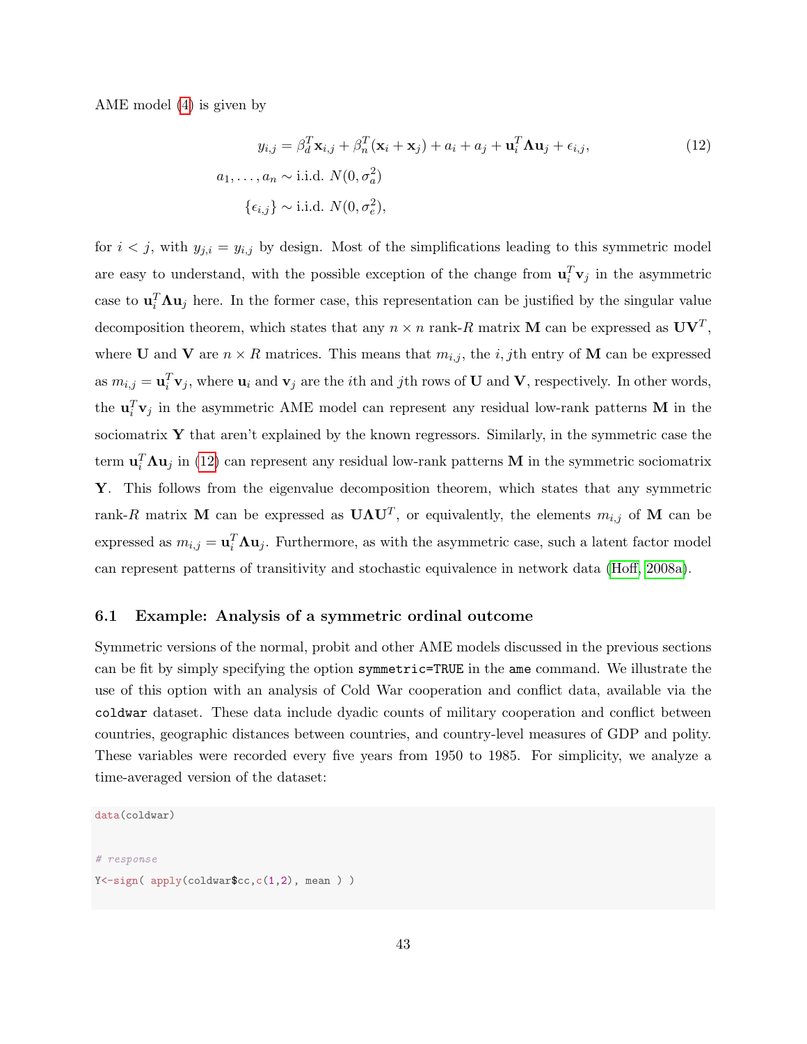AME model (4) is given by

$$
\begin{aligned}
y_{i,j} &= \beta_d^T \mathbf{x}_{i,j} + \beta_n^T(\mathbf{x}_i + \mathbf{x}_j) + a_i + a_j + \mathbf{u}_i^T \mathbf{\Lambda} \mathbf{u}_j + \epsilon_{i,j}, \qquad (12) \\
a_1, \ldots, a_n &\sim \text{i.i.d. } N(0, \sigma_a^2) \\
\{\epsilon_{i,j}\} &\sim \text{i.i.d. } N(0, \sigma_e^2),
\end{aligned}
$$

for $i < j$, with $y_{j,i} = y_{i,j}$ by design. Most of the simplifications leading to this symmetric model are easy to understand, with the possible exception of the change from $\mathbf{u}_i^T \mathbf{v}_j$ in the asymmetric case to $\mathbf{u}_i^T \mathbf{\Lambda} \mathbf{u}_j$ here. In the former case, this representation can be justified by the singular value decomposition theorem, which states that any $n \times n$ rank-$R$ matrix $\mathbf{M}$ can be expressed as $\mathbf{U}\mathbf{V}^T$, where $\mathbf{U}$ and $\mathbf{V}$ are $n \times R$ matrices. This means that $m_{i,j}$, the $i,j$th entry of $\mathbf{M}$ can be expressed as $m_{i,j} = \mathbf{u}_i^T \mathbf{v}_j$, where $\mathbf{u}_i$ and $\mathbf{v}_j$ are the $i$th and $j$th rows of $\mathbf{U}$ and $\mathbf{V}$, respectively. In other words, the $\mathbf{u}_i^T \mathbf{v}_j$ in the asymmetric AME model can represent any residual low-rank patterns $\mathbf{M}$ in the sociomatrix $\mathbf{Y}$ that aren't explained by the known regressors. Similarly, in the symmetric case the term $\mathbf{u}_i^T \mathbf{\Lambda} \mathbf{u}_j$ in (12) can represent any residual low-rank patterns $\mathbf{M}$ in the symmetric sociomatrix $\mathbf{Y}$. This follows from the eigenvalue decomposition theorem, which states that any symmetric rank-$R$ matrix $\mathbf{M}$ can be expressed as $\mathbf{U}\mathbf{\Lambda}\mathbf{U}^T$, or equivalently, the elements $m_{i,j}$ of $\mathbf{M}$ can be expressed as $m_{i,j} = \mathbf{u}_i^T \mathbf{\Lambda} \mathbf{u}_j$. Furthermore, as with the asymmetric case, such a latent factor model can represent patterns of transitivity and stochastic equivalence in network data (Hoff, 2008a).

### 6.1 Example: Analysis of a symmetric ordinal outcome

Symmetric versions of the normal, probit and other AME models discussed in the previous sections can be fit by simply specifying the option `symmetric=TRUE` in the `ame` command. We illustrate the use of this option with an analysis of Cold War cooperation and conflict data, available via the `coldwar` dataset. These data include dyadic counts of military cooperation and conflict between countries, geographic distances between countries, and country-level measures of GDP and polity. These variables were recorded every five years from 1950 to 1985. For simplicity, we analyze a time-averaged version of the dataset:

```
data(coldwar)

# response
Y<-sign( apply(coldwar$cc,c(1,2), mean ) )
```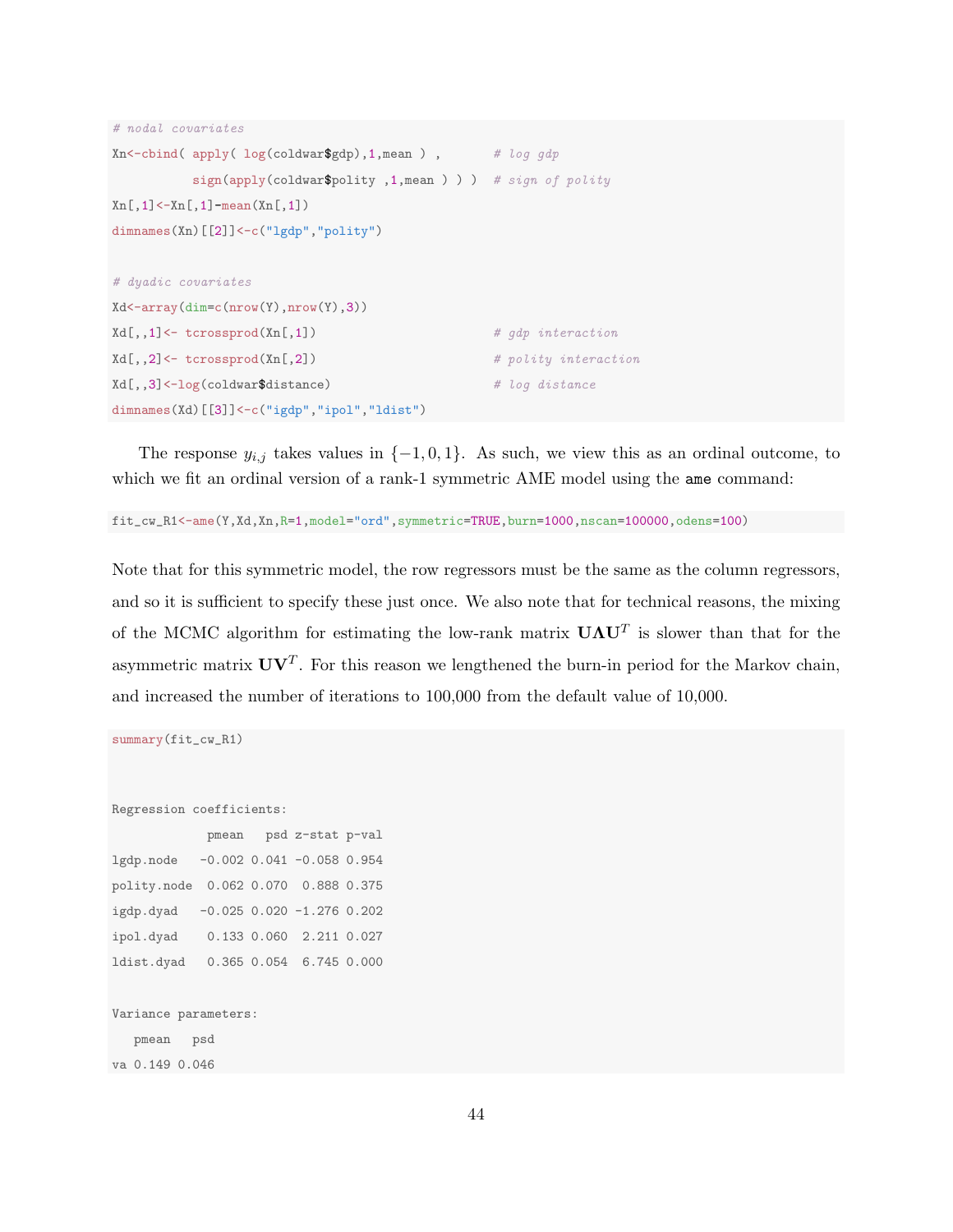```r
# nodal covariates
Xn<-cbind( apply( log(coldwar$gdp),1,mean ) ,       # log gdp
           sign(apply(coldwar$polity ,1,mean ) ) )  # sign of polity
Xn[,1]<-Xn[,1]-mean(Xn[,1])
dimnames(Xn)[[2]]<-c("lgdp","polity")

# dyadic covariates
Xd<-array(dim=c(nrow(Y),nrow(Y),3))
Xd[,,1]<- tcrossprod(Xn[,1])                        # gdp interaction
Xd[,,2]<- tcrossprod(Xn[,2])                        # polity interaction
Xd[,,3]<-log(coldwar$distance)                      # log distance
dimnames(Xd)[[3]]<-c("igdp","ipol","ldist")
```

The response $y_{i,j}$ takes values in $\{-1, 0, 1\}$. As such, we view this as an ordinal outcome, to which we fit an ordinal version of a rank-1 symmetric AME model using the `ame` command:

```r
fit_cw_R1<-ame(Y,Xd,Xn,R=1,model="ord",symmetric=TRUE,burn=1000,nscan=100000,odens=100)
```

Note that for this symmetric model, the row regressors must be the same as the column regressors, and so it is sufficient to specify these just once. We also note that for technical reasons, the mixing of the MCMC algorithm for estimating the low-rank matrix $\mathbf{U}\mathbf{\Lambda}\mathbf{U}^T$ is slower than that for the asymmetric matrix $\mathbf{U}\mathbf{V}^T$. For this reason we lengthened the burn-in period for the Markov chain, and increased the number of iterations to 100,000 from the default value of 10,000.

```r
summary(fit_cw_R1)


Regression coefficients:
             pmean   psd z-stat p-val
lgdp.node   -0.002 0.041 -0.058 0.954
polity.node  0.062 0.070  0.888 0.375
igdp.dyad   -0.025 0.020 -1.276 0.202
ipol.dyad    0.133 0.060  2.211 0.027
ldist.dyad   0.365 0.054  6.745 0.000

Variance parameters:
   pmean   psd
va 0.149 0.046
```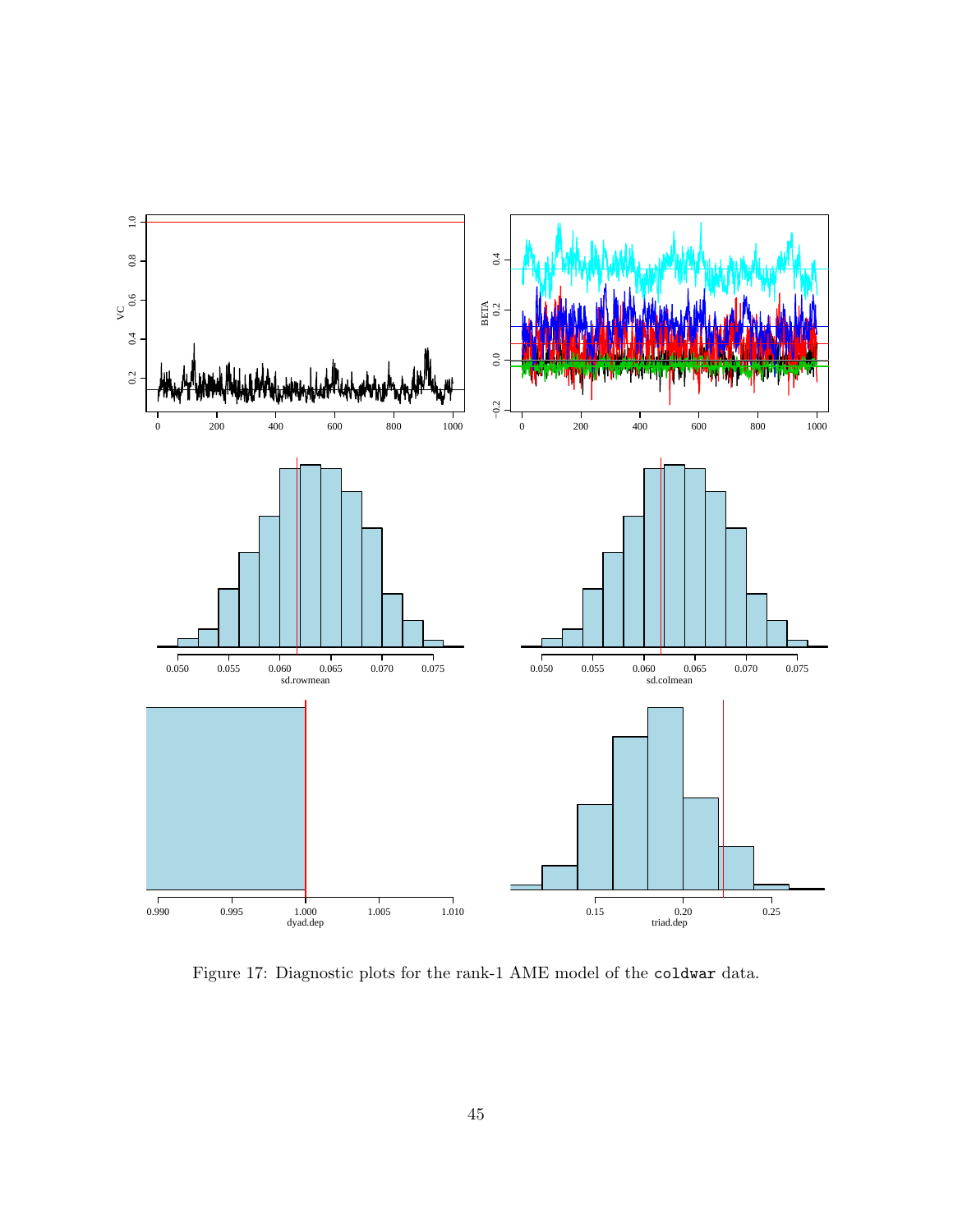Figure 17: Diagnostic plots for the rank-1 AME model of the `coldwar` data.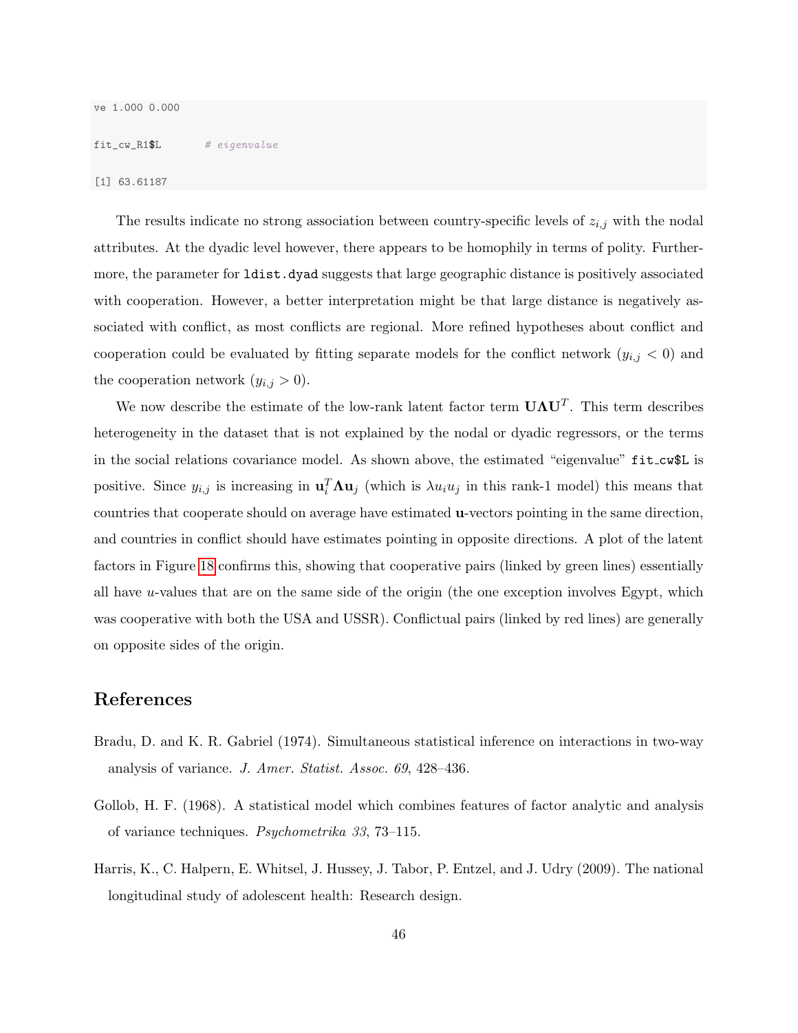```
ve 1.000 0.000

fit_cw_R1$L       # eigenvalue

[1] 63.61187
```

The results indicate no strong association between country-specific levels of $z_{i,j}$ with the nodal attributes. At the dyadic level however, there appears to be homophily in terms of polity. Furthermore, the parameter for `ldist.dyad` suggests that large geographic distance is positively associated with cooperation. However, a better interpretation might be that large distance is negatively associated with conflict, as most conflicts are regional. More refined hypotheses about conflict and cooperation could be evaluated by fitting separate models for the conflict network ($y_{i,j} < 0$) and the cooperation network ($y_{i,j} > 0$).

We now describe the estimate of the low-rank latent factor term $\mathbf{U}\mathbf{\Lambda}\mathbf{U}^T$. This term describes heterogeneity in the dataset that is not explained by the nodal or dyadic regressors, or the terms in the social relations covariance model. As shown above, the estimated "eigenvalue" `fit_cw$L` is positive. Since $y_{i,j}$ is increasing in $\mathbf{u}_i^T \mathbf{\Lambda} \mathbf{u}_j$ (which is $\lambda u_i u_j$ in this rank-1 model) this means that countries that cooperate should on average have estimated **u**-vectors pointing in the same direction, and countries in conflict should have estimates pointing in opposite directions. A plot of the latent factors in Figure 18 confirms this, showing that cooperative pairs (linked by green lines) essentially all have $u$-values that are on the same side of the origin (the one exception involves Egypt, which was cooperative with both the USA and USSR). Conflictual pairs (linked by red lines) are generally on opposite sides of the origin.

## References

Bradu, D. and K. R. Gabriel (1974). Simultaneous statistical inference on interactions in two-way analysis of variance. *J. Amer. Statist. Assoc. 69*, 428–436.

Gollob, H. F. (1968). A statistical model which combines features of factor analytic and analysis of variance techniques. *Psychometrika 33*, 73–115.

Harris, K., C. Halpern, E. Whitsel, J. Hussey, J. Tabor, P. Entzel, and J. Udry (2009). The national longitudinal study of adolescent health: Research design.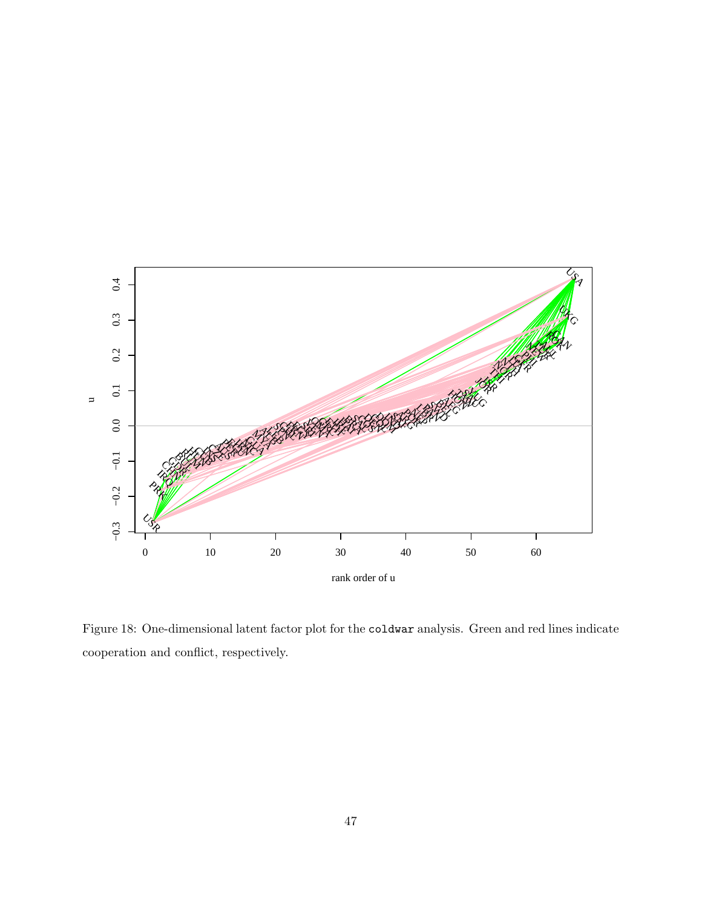Figure 18: One-dimensional latent factor plot for the `coldwar` analysis. Green and red lines indicate cooperation and conflict, respectively.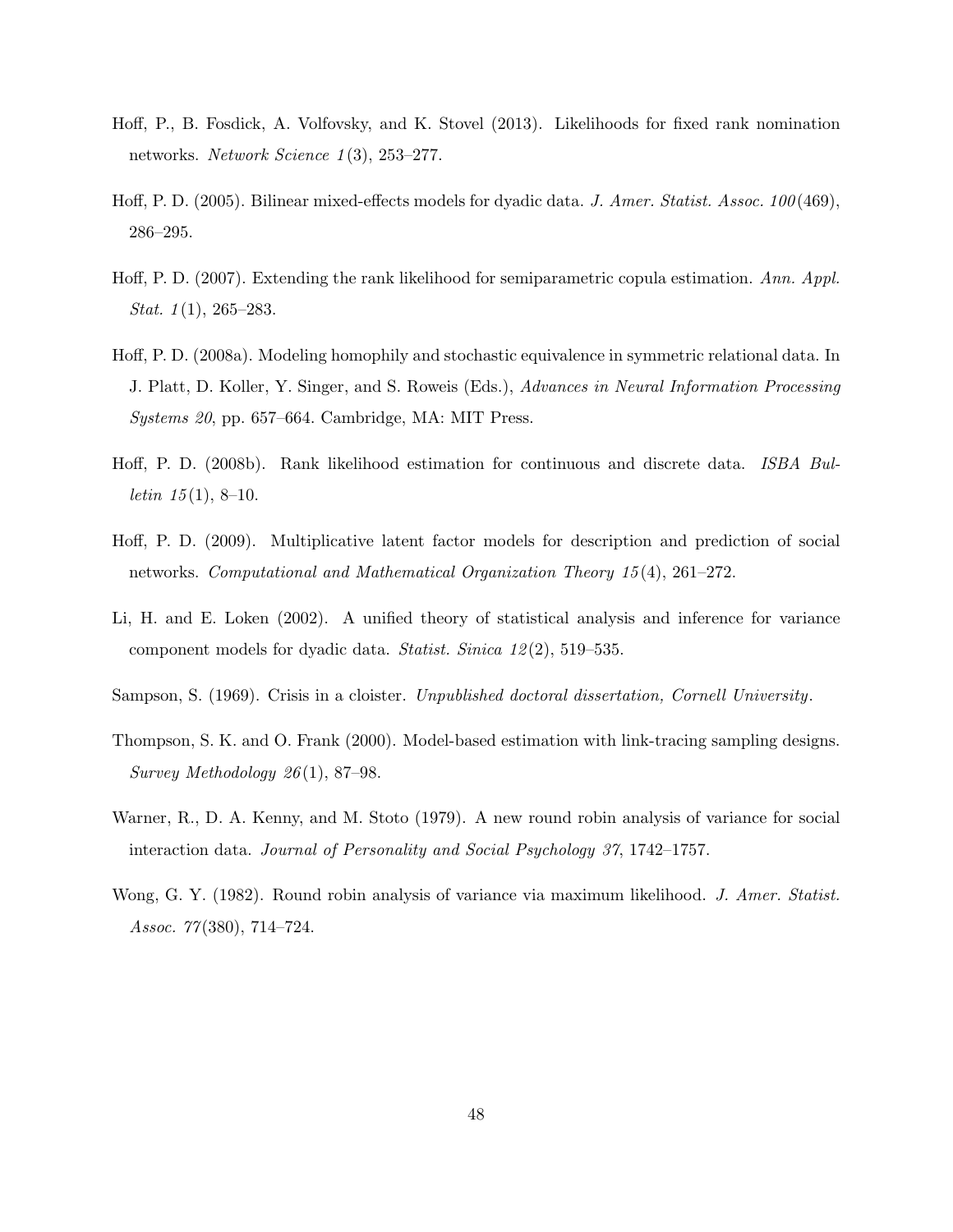Hoff, P., B. Fosdick, A. Volfovsky, and K. Stovel (2013). Likelihoods for fixed rank nomination networks. *Network Science 1*(3), 253–277.

Hoff, P. D. (2005). Bilinear mixed-effects models for dyadic data. *J. Amer. Statist. Assoc. 100*(469), 286–295.

Hoff, P. D. (2007). Extending the rank likelihood for semiparametric copula estimation. *Ann. Appl. Stat. 1*(1), 265–283.

Hoff, P. D. (2008a). Modeling homophily and stochastic equivalence in symmetric relational data. In J. Platt, D. Koller, Y. Singer, and S. Roweis (Eds.), *Advances in Neural Information Processing Systems 20*, pp. 657–664. Cambridge, MA: MIT Press.

Hoff, P. D. (2008b). Rank likelihood estimation for continuous and discrete data. *ISBA Bulletin 15*(1), 8–10.

Hoff, P. D. (2009). Multiplicative latent factor models for description and prediction of social networks. *Computational and Mathematical Organization Theory 15*(4), 261–272.

Li, H. and E. Loken (2002). A unified theory of statistical analysis and inference for variance component models for dyadic data. *Statist. Sinica 12*(2), 519–535.

Sampson, S. (1969). Crisis in a cloister. *Unpublished doctoral dissertation, Cornell University*.

Thompson, S. K. and O. Frank (2000). Model-based estimation with link-tracing sampling designs. *Survey Methodology 26*(1), 87–98.

Warner, R., D. A. Kenny, and M. Stoto (1979). A new round robin analysis of variance for social interaction data. *Journal of Personality and Social Psychology 37*, 1742–1757.

Wong, G. Y. (1982). Round robin analysis of variance via maximum likelihood. *J. Amer. Statist. Assoc. 77*(380), 714–724.